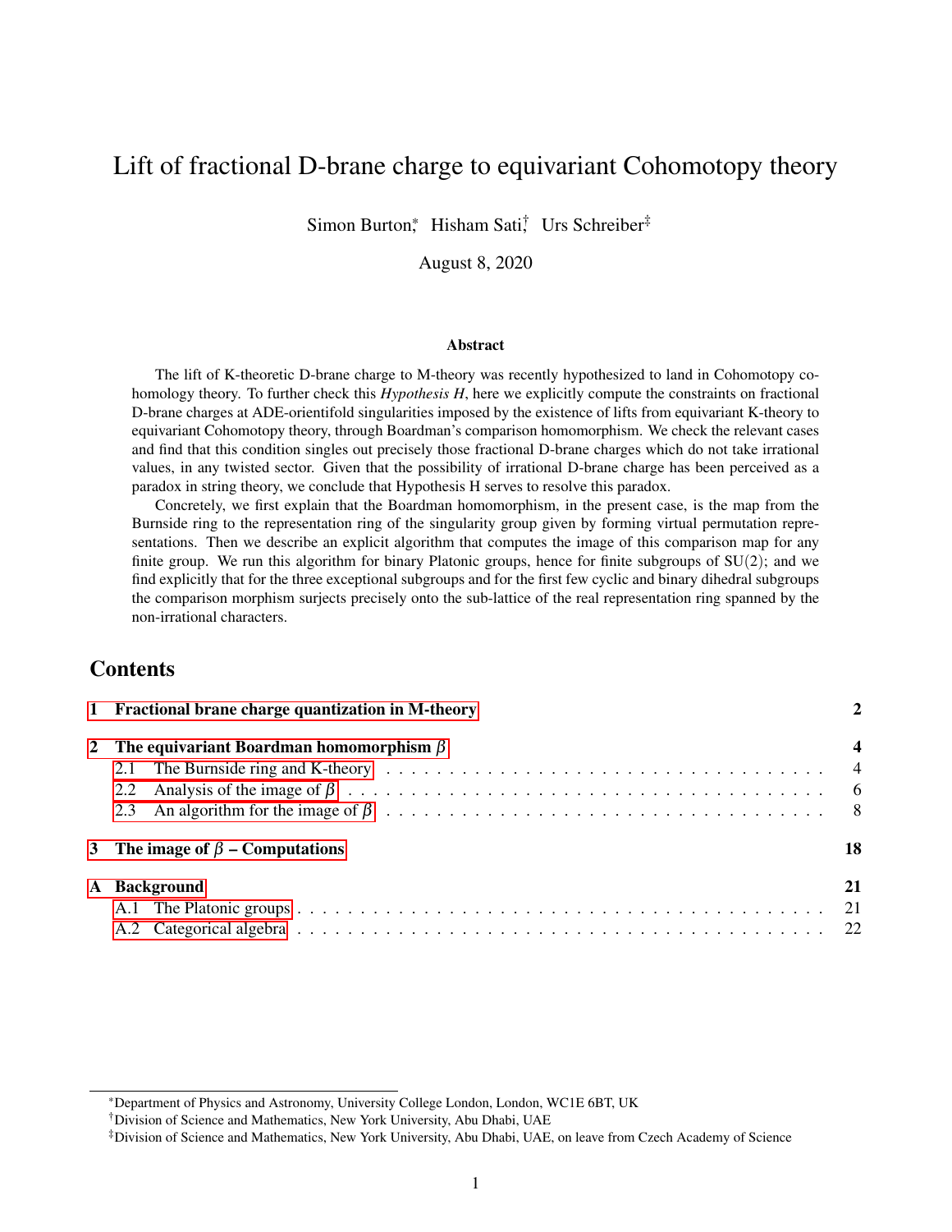# Lift of fractional D-brane charge to equivariant Cohomotopy theory

Simon Burton[*], Hisham Sati[†], Urs Schreiber[‡]

August 8, 2020

### Abstract

The lift of K-theoretic D-brane charge to M-theory was recently hypothesized to land in Cohomotopy cohomology theory. To further check this *Hypothesis H*, here we explicitly compute the constraints on fractional D-brane charges at ADE-orientifold singularities imposed by the existence of lifts from equivariant K-theory to equivariant Cohomotopy theory, through Boardman's comparison homomorphism. We check the relevant cases and find that this condition singles out precisely those fractional D-brane charges which do not take irrational values, in any twisted sector. Given that the possibility of irrational D-brane charge has been perceived as a paradox in string theory, we conclude that Hypothesis H serves to resolve this paradox.

Concretely, we first explain that the Boardman homomorphism, in the present case, is the map from the Burnside ring to the representation ring of the singularity group given by forming virtual permutation representations. Then we describe an explicit algorithm that computes the image of this comparison map for any finite group. We run this algorithm for binary Platonic groups, hence for finite subgroups of SU(2); and we find explicitly that for the three exceptional subgroups and for the first few cyclic and binary dihedral subgroups the comparison morphism surjects precisely onto the sub-lattice of the real representation ring spanned by the non-irrational characters.

## Contents

- **1 Fractional brane charge quantization in M-theory** — 2
- **2 The equivariant Boardman homomorphism $\beta$** — 4
  - 2.1 The Burnside ring and K-theory — 4
  - 2.2 Analysis of the image of $\beta$ — 6
  - 2.3 An algorithm for the image of $\beta$ — 8
- **3 The image of $\beta$ – Computations** — 18
- **A Background** — 21
  - A.1 The Platonic groups — 21
  - A.2 Categorical algebra — 22

---

[*] Department of Physics and Astronomy, University College London, London, WC1E 6BT, UK

[†] Division of Science and Mathematics, New York University, Abu Dhabi, UAE

[‡] Division of Science and Mathematics, New York University, Abu Dhabi, UAE, on leave from Czech Academy of Science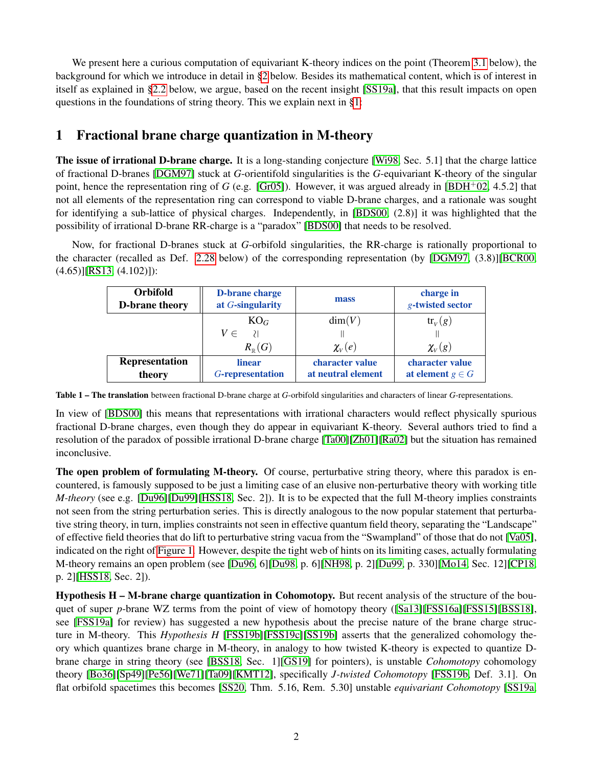We present here a curious computation of equivariant K-theory indices on the point (Theorem 3.1 below), the background for which we introduce in detail in §2 below. Besides its mathematical content, which is of interest in itself as explained in §2.2 below, we argue, based on the recent insight [SS19a], that this result impacts on open questions in the foundations of string theory. This we explain next in §1.

# 1 Fractional brane charge quantization in M-theory

**The issue of irrational D-brane charge.** It is a long-standing conjecture [Wi98, Sec. 5.1] that the charge lattice of fractional D-branes [DGM97] stuck at $G$-orientifold singularities is the $G$-equivariant K-theory of the singular point, hence the representation ring of $G$ (e.g. [Gr05]). However, it was argued already in [BDH+02, 4.5.2] that not all elements of the representation ring can correspond to viable D-brane charges, and a rationale was sought for identifying a sub-lattice of physical charges. Independently, in [BDS00, (2.8)] it was highlighted that the possibility of irrational D-brane RR-charge is a "paradox" [BDS00] that needs to be resolved.

Now, for fractional D-branes stuck at $G$-orbifold singularities, the RR-charge is rationally proportional to the character (recalled as Def. 2.28 below) of the corresponding representation (by [DGM97, (3.8)][BCR00, (4.65)][RS13, (4.102)]):

| **Orbifold D-brane theory** | **D-brane charge at $G$-singularity** | **mass** | **charge in $g$-twisted sector** |
|---|---|---|---|
| | $V \in \mathrm{KO}_G \simeq R_{\mathbb{R}}(G)$ | $\dim(V) = \chi_V(e)$ | $\mathrm{tr}_V(g) = \chi_V(g)$ |
| **Representation theory** | **linear $G$-representation** | **character value at neutral element** | **character value at element $g \in G$** |

**Table 1 – The translation** between fractional D-brane charge at $G$-orbifold singularities and characters of linear $G$-representations.

In view of [BDS00] this means that representations with irrational characters would reflect physically spurious fractional D-brane charges, even though they do appear in equivariant K-theory. Several authors tried to find a resolution of the paradox of possible irrational D-brane charge [Ta00][Zh01][Ra02] but the situation has remained inconclusive.

**The open problem of formulating M-theory.** Of course, perturbative string theory, where this paradox is encountered, is famously supposed to be just a limiting case of an elusive non-perturbative theory with working title *M-theory* (see e.g. [Du96][Du99][HSS18, Sec. 2]). It is to be expected that the full M-theory implies constraints not seen from the string perturbation series. This is directly analogous to the now popular statement that perturbative string theory, in turn, implies constraints not seen in effective quantum field theory, separating the "Landscape" of effective field theories that do lift to perturbative string vacua from the "Swampland" of those that do not [Va05], indicated on the right of Figure 1. However, despite the tight web of hints on its limiting cases, actually formulating M-theory remains an open problem (see [Du96, 6][Du98, p. 6][NH98, p. 2][Du99, p. 330][Mo14, Sec. 12][CP18, p. 2][HSS18, Sec. 2]).

**Hypothesis H – M-brane charge quantization in Cohomotopy.** But recent analysis of the structure of the bouquet of super $p$-brane WZ terms from the point of view of homotopy theory ([Sa13][FSS16a][FSS15][BSS18], see [FSS19a] for review) has suggested a new hypothesis about the precise nature of the brane charge structure in M-theory. This *Hypothesis H* [FSS19b][FSS19c][SS19b] asserts that the generalized cohomology theory which quantizes brane charge in M-theory, in analogy to how twisted K-theory is expected to quantize D-brane charge in string theory (see [BSS18, Sec. 1][GS19] for pointers), is unstable *Cohomotopy* cohomology theory [Bo36][Sp49][Pe56][We71][Ta09][KMT12], specifically *J-twisted Cohomotopy* [FSS19b, Def. 3.1]. On flat orbifold spacetimes this becomes [SS20, Thm. 5.16, Rem. 5.30] unstable *equivariant Cohomotopy* [SS19a,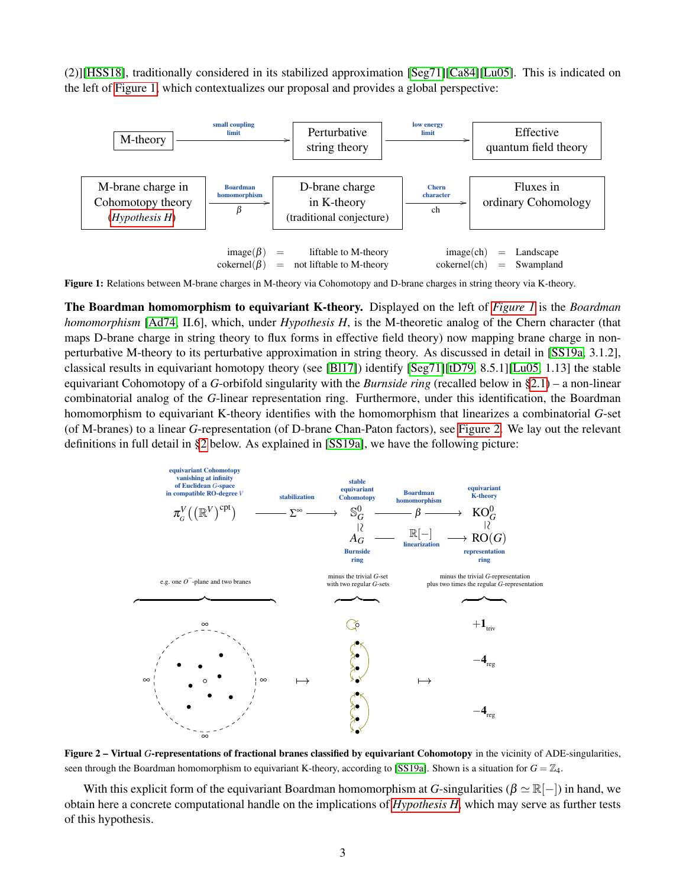(2)][HSS18], traditionally considered in its stabilized approximation [Seg71][Ca84][Lu05]. This is indicated on the left of Figure 1, which contextualizes our proposal and provides a global perspective:

| M-theory | $\xrightarrow{\text{small coupling limit}}$ | Perturbative string theory | $\xrightarrow{\text{low energy limit}}$ | Effective quantum field theory |
|---|---|---|---|---|
| M-brane charge in Cohomotopy theory (*Hypothesis H*) | $\xrightarrow[\beta]{\text{Boardman homomorphism}}$ | D-brane charge in K-theory (traditional conjecture) | $\xrightarrow[\text{ch}]{\text{Chern character}}$ | Fluxes in ordinary Cohomology |

$\mathrm{image}(\beta) \;=\;$ liftable to M-theory $\qquad$ $\mathrm{image}(\mathrm{ch}) \;=\;$ Landscape

$\mathrm{cokernel}(\beta) \;=\;$ not liftable to M-theory $\qquad$ $\mathrm{cokernel}(\mathrm{ch}) \;=\;$ Swampland

**Figure 1:** Relations between M-brane charges in M-theory via Cohomotopy and D-brane charges in string theory via K-theory.

**The Boardman homomorphism to equivariant K-theory.** Displayed on the left of *Figure 1* is the *Boardman homomorphism* [Ad74, II.6], which, under *Hypothesis H*, is the M-theoretic analog of the Chern character (that maps D-brane charge in string theory to flux forms in effective field theory) now mapping brane charge in non-perturbative M-theory to its perturbative approximation in string theory. As discussed in detail in [SS19a, 3.1.2], classical results in equivariant homotopy theory (see [Bl17]) identify [Seg71][tD79, 8.5.1][Lu05, 1.13] the stable equivariant Cohomotopy of a $G$-orbifold singularity with the *Burnside ring* (recalled below in §2.1) – a non-linear combinatorial analog of the $G$-linear representation ring. Furthermore, under this identification, the Boardman homomorphism to equivariant K-theory identifies with the homomorphism that linearizes a combinatorial $G$-set (of M-branes) to a linear $G$-representation (of D-brane Chan-Paton factors), see Figure 2. We lay out the relevant definitions in full detail in §2 below. As explained in [SS19a], we have the following picture:

$$
\underset{\substack{\text{equivariant Cohomotopy}\\ \text{vanishing at infinity}\\ \text{of Euclidean } G\text{-space}\\ \text{in compatible RO-degree } V}}{\pi_G^V\big((\mathbb{R}^V)^{\mathrm{cpt}}\big)} \xrightarrow[\text{stabilization}]{\Sigma^\infty} \underset{\text{stable equivariant Cohomotopy}}{\mathbb{S}^0_G} \xrightarrow[\text{Boardman homomorphism}]{\beta} \underset{\text{equivariant K-theory}}{\mathrm{KO}^0_G}
$$

$$
\underset{\text{Burnside ring}}{A_G} \simeq \mathbb{S}^0_G \qquad \xrightarrow[\text{linearization}]{\mathbb{R}[-]} \qquad \underset{\text{representation ring}}{\mathrm{RO}(G)} \simeq \mathrm{KO}^0_G
$$

e.g. one $O^-$-plane and two branes $\mapsto$ minus the trivial $G$-set with two regular $G$-sets $\mapsto$ minus the trivial $G$-representation plus two times the regular $G$-representation: $+\mathbf{1}_{\mathrm{triv}}$, $-\mathbf{4}_{\mathrm{reg}}$, $-\mathbf{4}_{\mathrm{reg}}$

**Figure 2 – Virtual $G$-representations of fractional branes classified by equivariant Cohomotopy** in the vicinity of ADE-singularities, seen through the Boardman homomorphism to equivariant K-theory, according to [SS19a]. Shown is a situation for $G = \mathbb{Z}_4$.

With this explicit form of the equivariant Boardman homomorphism at $G$-singularities ($\beta \simeq \mathbb{R}[-]$) in hand, we obtain here a concrete computational handle on the implications of *Hypothesis H*, which may serve as further tests of this hypothesis.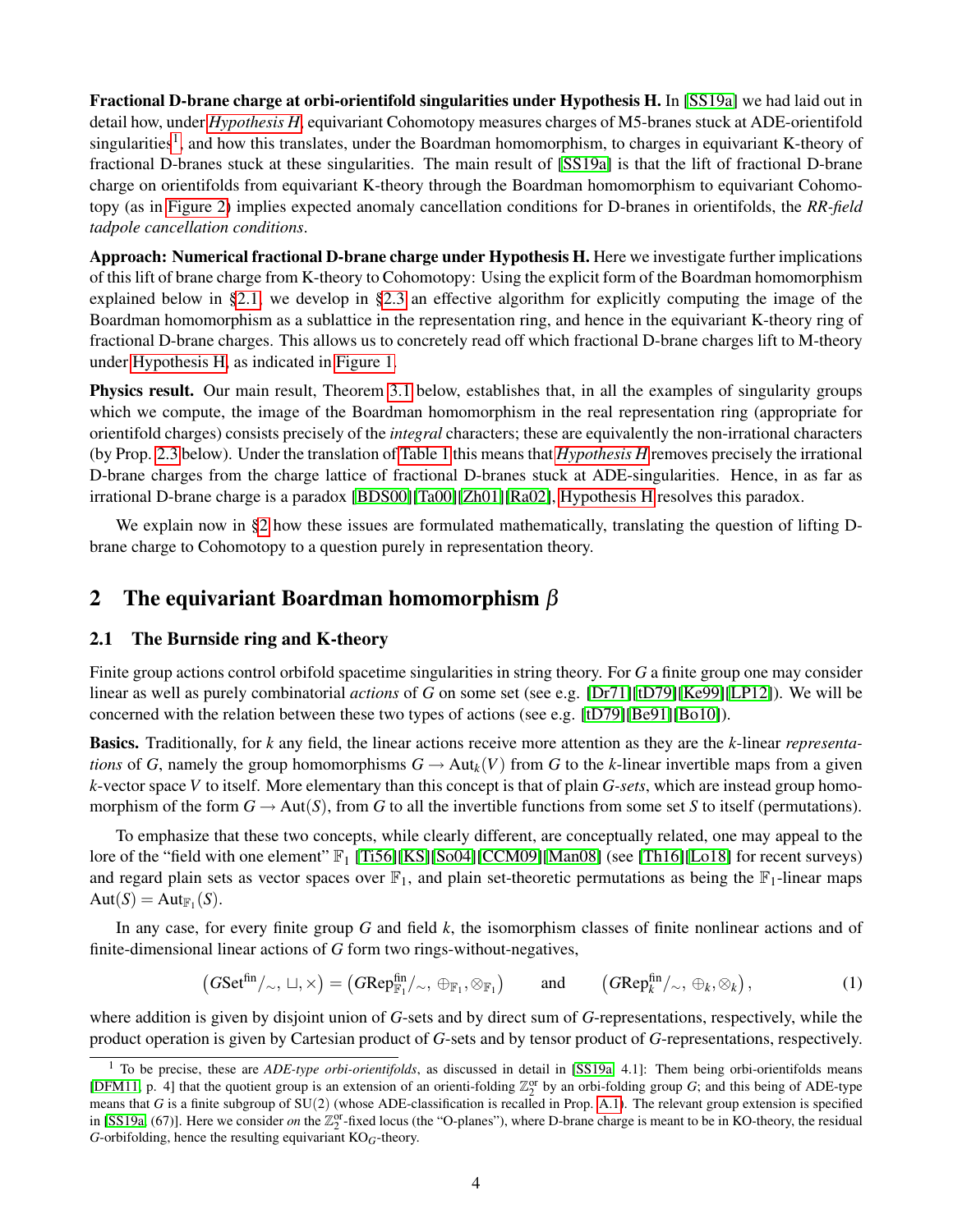**Fractional D-brane charge at orbi-orientifold singularities under Hypothesis H.** In [SS19a] we had laid out in detail how, under *Hypothesis H*, equivariant Cohomotopy measures charges of M5-branes stuck at ADE-orientifold singularities[1], and how this translates, under the Boardman homomorphism, to charges in equivariant K-theory of fractional D-branes stuck at these singularities. The main result of [SS19a] is that the lift of fractional D-brane charge on orientifolds from equivariant K-theory through the Boardman homomorphism to equivariant Cohomotopy (as in Figure 2) implies expected anomaly cancellation conditions for D-branes in orientifolds, the *RR-field tadpole cancellation conditions*.

**Approach: Numerical fractional D-brane charge under Hypothesis H.** Here we investigate further implications of this lift of brane charge from K-theory to Cohomotopy: Using the explicit form of the Boardman homomorphism explained below in §2.1, we develop in §2.3 an effective algorithm for explicitly computing the image of the Boardman homomorphism as a sublattice in the representation ring, and hence in the equivariant K-theory ring of fractional D-brane charges. This allows us to concretely read off which fractional D-brane charges lift to M-theory under Hypothesis H, as indicated in Figure 1.

**Physics result.** Our main result, Theorem 3.1 below, establishes that, in all the examples of singularity groups which we compute, the image of the Boardman homomorphism in the real representation ring (appropriate for orientifold charges) consists precisely of the *integral* characters; these are equivalently the non-irrational characters (by Prop. 2.3 below). Under the translation of Table 1 this means that *Hypothesis H* removes precisely the irrational D-brane charges from the charge lattice of fractional D-branes stuck at ADE-singularities. Hence, in as far as irrational D-brane charge is a paradox [BDS00][Ta00][Zh01][Ra02], Hypothesis H resolves this paradox.

We explain now in §2 how these issues are formulated mathematically, translating the question of lifting D-brane charge to Cohomotopy to a question purely in representation theory.

## 2 The equivariant Boardman homomorphism $\beta$

### 2.1 The Burnside ring and K-theory

Finite group actions control orbifold spacetime singularities in string theory. For $G$ a finite group one may consider linear as well as purely combinatorial *actions* of $G$ on some set (see e.g. [Dr71][tD79][Ke99][LP12]). We will be concerned with the relation between these two types of actions (see e.g. [tD79][Be91][Bo10]).

**Basics.** Traditionally, for $k$ any field, the linear actions receive more attention as they are the $k$-linear *representations* of $G$, namely the group homomorphisms $G \to \mathrm{Aut}_k(V)$ from $G$ to the $k$-linear invertible maps from a given $k$-vector space $V$ to itself. More elementary than this concept is that of plain $G$-*sets*, which are instead group homomorphism of the form $G \to \mathrm{Aut}(S)$, from $G$ to all the invertible functions from some set $S$ to itself (permutations).

To emphasize that these two concepts, while clearly different, are conceptually related, one may appeal to the lore of the "field with one element" $\mathbb{F}_1$ [Ti56][KS][So04][CCM09][Man08] (see [Th16][Lo18] for recent surveys) and regard plain sets as vector spaces over $\mathbb{F}_1$, and plain set-theoretic permutations as being the $\mathbb{F}_1$-linear maps $\mathrm{Aut}(S) = \mathrm{Aut}_{\mathbb{F}_1}(S)$.

In any case, for every finite group $G$ and field $k$, the isomorphism classes of finite nonlinear actions and of finite-dimensional linear actions of $G$ form two rings-without-negatives,

$$\left(G\mathrm{Set}^{\mathrm{fin}}/_{\sim}, \sqcup, \times\right) = \left(G\mathrm{Rep}^{\mathrm{fin}}_{\mathbb{F}_1}/_{\sim}, \oplus_{\mathbb{F}_1}, \otimes_{\mathbb{F}_1}\right) \qquad \text{and} \qquad \left(G\mathrm{Rep}^{\mathrm{fin}}_{k}/_{\sim}, \oplus_{k}, \otimes_{k}\right), \tag{1}$$

where addition is given by disjoint union of $G$-sets and by direct sum of $G$-representations, respectively, while the product operation is given by Cartesian product of $G$-sets and by tensor product of $G$-representations, respectively.

---

[1] To be precise, these are *ADE-type orbi-orientifolds*, as discussed in detail in [SS19a, 4.1]: Them being orbi-orientifolds means [DFM11, p. 4] that the quotient group is an extension of an orienti-folding $\mathbb{Z}_2^{\mathrm{or}}$ by an orbi-folding group $G$; and this being of ADE-type means that $G$ is a finite subgroup of SU(2) (whose ADE-classification is recalled in Prop. A.1). The relevant group extension is specified in [SS19a, (67)]. Here we consider *on* the $\mathbb{Z}_2^{\mathrm{or}}$-fixed locus (the "O-planes"), where D-brane charge is meant to be in KO-theory, the residual $G$-orbifolding, hence the resulting equivariant $\mathrm{KO}_G$-theory.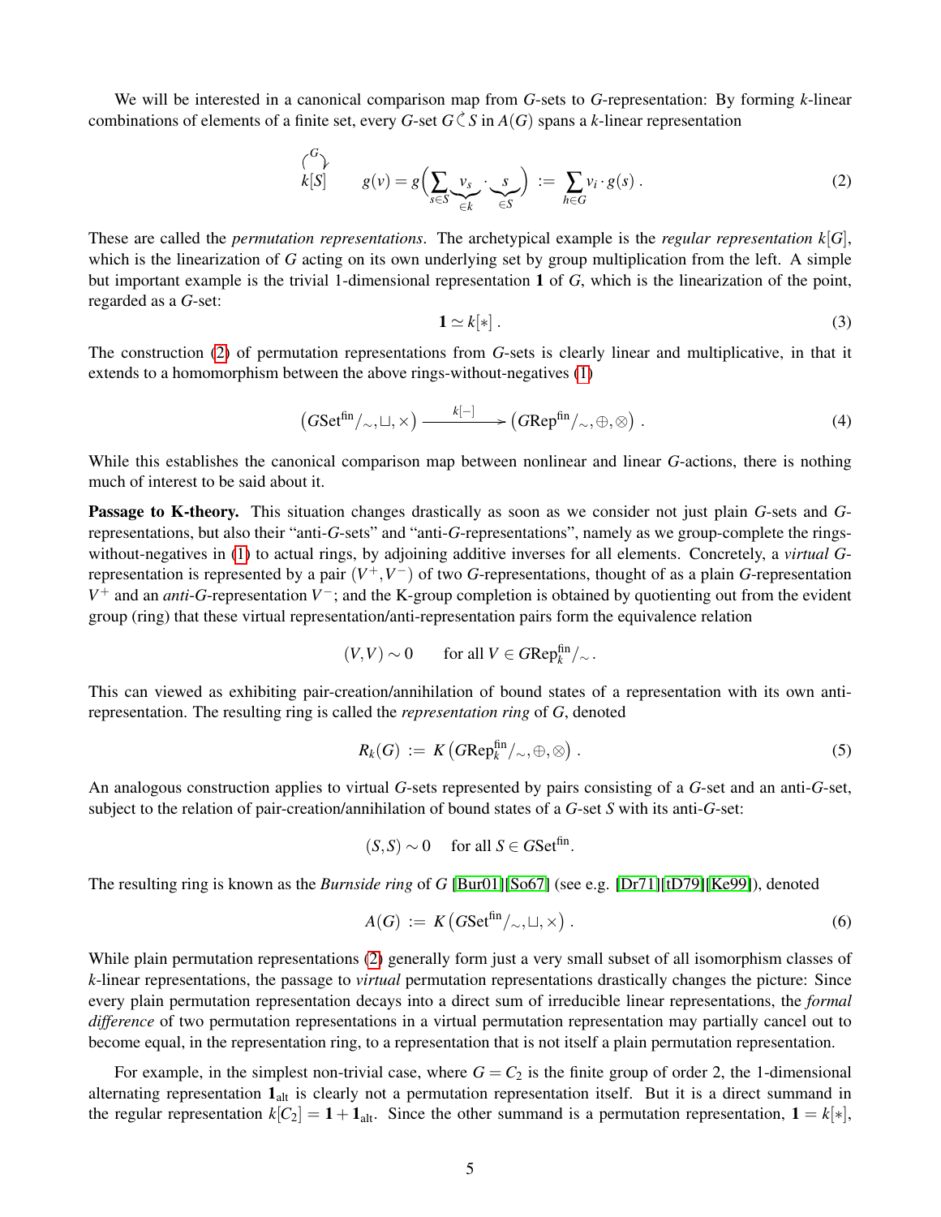We will be interested in a canonical comparison map from $G$-sets to $G$-representation: By forming $k$-linear combinations of elements of a finite set, every $G$-set $G \circlearrowright S$ in $A(G)$ spans a $k$-linear representation

$$
\overset{G}{\curvearrowright} k[S] \qquad g(v) = g\Big(\sum_{s \in S} \underbrace{v_s}_{\in k} \cdot \underbrace{s}_{\in S}\Big) := \sum_{h \in G} v_i \cdot g(s)\,. \tag{2}
$$

These are called the *permutation representations*. The archetypical example is the *regular representation* $k[G]$, which is the linearization of $G$ acting on its own underlying set by group multiplication from the left. A simple but important example is the trivial 1-dimensional representation $\mathbf{1}$ of $G$, which is the linearization of the point, regarded as a $G$-set:

$$
\mathbf{1} \simeq k[*]\,. \tag{3}
$$

The construction (2) of permutation representations from $G$-sets is clearly linear and multiplicative, in that it extends to a homomorphism between the above rings-without-negatives (1)

$$
\big(G\mathrm{Set}^{\mathrm{fin}}/_{\sim}, \sqcup, \times\big) \xrightarrow{\;k[-]\;} \big(G\mathrm{Rep}^{\mathrm{fin}}/_{\sim}, \oplus, \otimes\big)\,. \tag{4}
$$

While this establishes the canonical comparison map between nonlinear and linear $G$-actions, there is nothing much of interest to be said about it.

**Passage to K-theory.** This situation changes drastically as soon as we consider not just plain $G$-sets and $G$-representations, but also their "anti-$G$-sets" and "anti-$G$-representations", namely as we group-complete the rings-without-negatives in (1) to actual rings, by adjoining additive inverses for all elements. Concretely, a *virtual* $G$-representation is represented by a pair $(V^+, V^-)$ of two $G$-representations, thought of as a plain $G$-representation $V^+$ and an *anti-$G$-representation* $V^-$; and the K-group completion is obtained by quotienting out from the evident group (ring) that these virtual representation/anti-representation pairs form the equivalence relation

$$
(V,V) \sim 0 \qquad \text{for all } V \in G\mathrm{Rep}_k^{\mathrm{fin}}/_{\sim}\,.
$$

This can viewed as exhibiting pair-creation/annihilation of bound states of a representation with its own anti-representation. The resulting ring is called the *representation ring* of $G$, denoted

$$
R_k(G) := K\big(G\mathrm{Rep}_k^{\mathrm{fin}}/_{\sim}, \oplus, \otimes\big)\,. \tag{5}
$$

An analogous construction applies to virtual $G$-sets represented by pairs consisting of a $G$-set and an anti-$G$-set, subject to the relation of pair-creation/annihilation of bound states of a $G$-set $S$ with its anti-$G$-set:

$$
(S,S) \sim 0 \quad \text{for all } S \in G\mathrm{Set}^{\mathrm{fin}}.
$$

The resulting ring is known as the *Burnside ring* of $G$ [Bur01][So67] (see e.g. [Dr71][tD79][Ke99]), denoted

$$
A(G) := K\big(G\mathrm{Set}^{\mathrm{fin}}/_{\sim}, \sqcup, \times\big)\,. \tag{6}
$$

While plain permutation representations (2) generally form just a very small subset of all isomorphism classes of $k$-linear representations, the passage to *virtual* permutation representations drastically changes the picture: Since every plain permutation representation decays into a direct sum of irreducible linear representations, the *formal difference* of two permutation representations in a virtual permutation representation may partially cancel out to become equal, in the representation ring, to a representation that is not itself a plain permutation representation.

For example, in the simplest non-trivial case, where $G = C_2$ is the finite group of order 2, the 1-dimensional alternating representation $\mathbf{1}_{\mathrm{alt}}$ is clearly not a permutation representation itself. But it is a direct summand in the regular representation $k[C_2] = \mathbf{1} + \mathbf{1}_{\mathrm{alt}}$. Since the other summand is a permutation representation, $\mathbf{1} = k[*]$,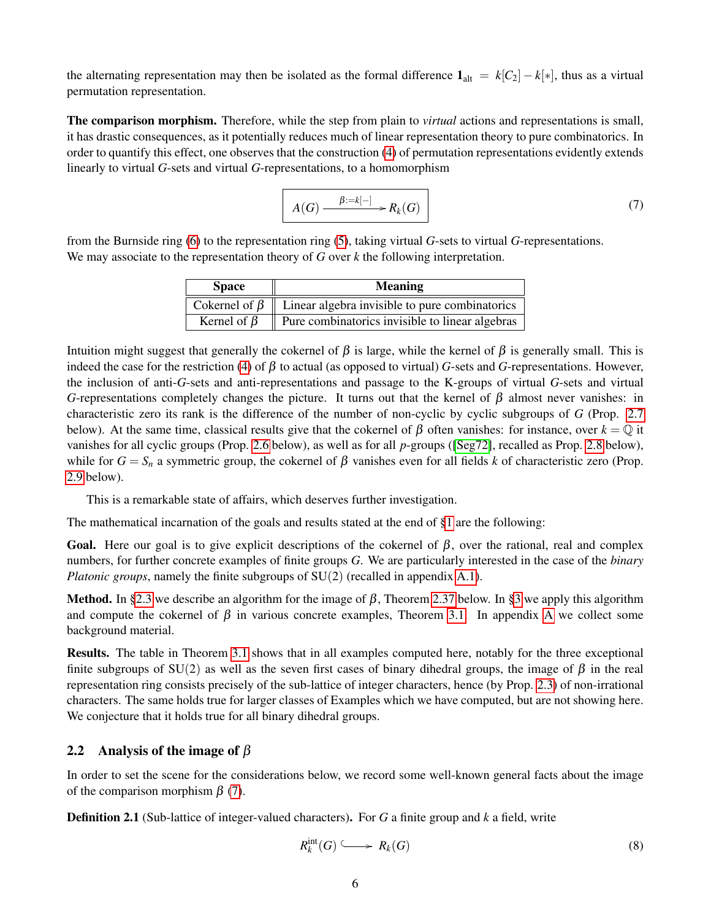the alternating representation may then be isolated as the formal difference $\mathbf{1}_{\text{alt}} = k[C_2] - k[*]$, thus as a virtual permutation representation.

**The comparison morphism.** Therefore, while the step from plain to *virtual* actions and representations is small, it has drastic consequences, as it potentially reduces much of linear representation theory to pure combinatorics. In order to quantify this effect, one observes that the construction (4) of permutation representations evidently extends linearly to virtual $G$-sets and virtual $G$-representations, to a homomorphism

$$\boxed{A(G) \xrightarrow{\beta := k[-]} R_k(G)} \tag{7}$$

from the Burnside ring (6) to the representation ring (5), taking virtual $G$-sets to virtual $G$-representations. We may associate to the representation theory of $G$ over $k$ the following interpretation.

| Space | Meaning |
|---|---|
| Cokernel of $\beta$ | Linear algebra invisible to pure combinatorics |
| Kernel of $\beta$ | Pure combinatorics invisible to linear algebras |

Intuition might suggest that generally the cokernel of $\beta$ is large, while the kernel of $\beta$ is generally small. This is indeed the case for the restriction (4) of $\beta$ to actual (as opposed to virtual) $G$-sets and $G$-representations. However, the inclusion of anti-$G$-sets and anti-representations and passage to the K-groups of virtual $G$-sets and virtual $G$-representations completely changes the picture. It turns out that the kernel of $\beta$ almost never vanishes: in characteristic zero its rank is the difference of the number of non-cyclic by cyclic subgroups of $G$ (Prop. 2.7 below). At the same time, classical results give that the cokernel of $\beta$ often vanishes: for instance, over $k = \mathbb{Q}$ it vanishes for all cyclic groups (Prop. 2.6 below), as well as for all $p$-groups ([Seg72], recalled as Prop. 2.8 below), while for $G = S_n$ a symmetric group, the cokernel of $\beta$ vanishes even for all fields $k$ of characteristic zero (Prop. 2.9 below).

This is a remarkable state of affairs, which deserves further investigation.

The mathematical incarnation of the goals and results stated at the end of §1 are the following:

**Goal.** Here our goal is to give explicit descriptions of the cokernel of $\beta$, over the rational, real and complex numbers, for further concrete examples of finite groups $G$. We are particularly interested in the case of the *binary Platonic groups*, namely the finite subgroups of SU(2) (recalled in appendix A.1).

**Method.** In §2.3 we describe an algorithm for the image of $\beta$, Theorem 2.37 below. In §3 we apply this algorithm and compute the cokernel of $\beta$ in various concrete examples, Theorem 3.1. In appendix A we collect some background material.

**Results.** The table in Theorem 3.1 shows that in all examples computed here, notably for the three exceptional finite subgroups of SU(2) as well as the seven first cases of binary dihedral groups, the image of $\beta$ in the real representation ring consists precisely of the sub-lattice of integer characters, hence (by Prop. 2.3) of non-irrational characters. The same holds true for larger classes of Examples which we have computed, but are not showing here. We conjecture that it holds true for all binary dihedral groups.

## 2.2 Analysis of the image of $\beta$

In order to set the scene for the considerations below, we record some well-known general facts about the image of the comparison morphism $\beta$ (7).

**Definition 2.1** (Sub-lattice of integer-valued characters)**.** For $G$ a finite group and $k$ a field, write

$$R_k^{\text{int}}(G) \hookrightarrow R_k(G) \tag{8}$$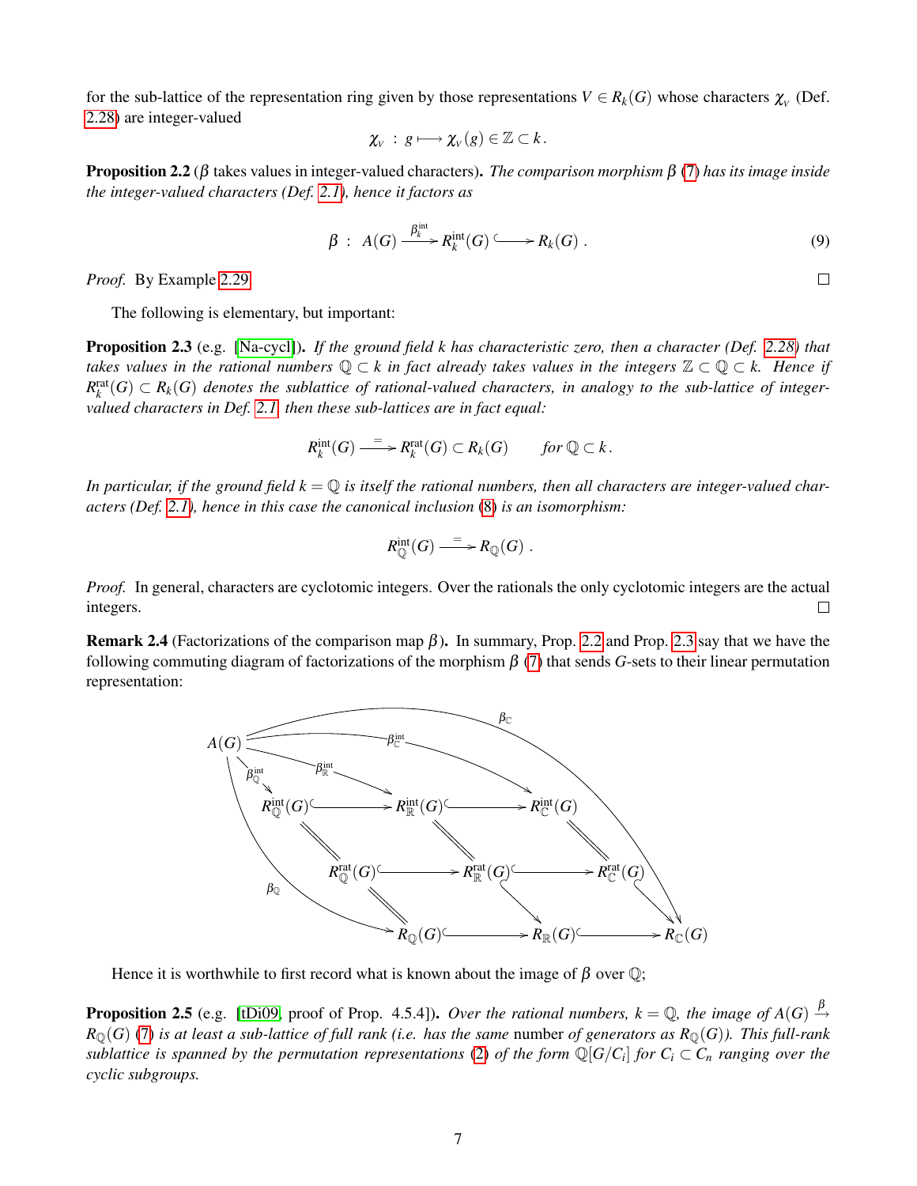for the sub-lattice of the representation ring given by those representations $V \in R_k(G)$ whose characters $\chi_V$ (Def. 2.28) are integer-valued

$$\chi_V \;:\; g \longmapsto \chi_V(g) \in \mathbb{Z} \subset k\,.$$

**Proposition 2.2** ($\beta$ takes values in integer-valued characters). *The comparison morphism $\beta$ (7) has its image inside the integer-valued characters (Def. 2.1), hence it factors as*

$$\beta \;:\; A(G) \xrightarrow{\beta_k^{\mathrm{int}}} R_k^{\mathrm{int}}(G) \hookrightarrow R_k(G)\;. \tag{9}$$

*Proof.* By Example 2.29 □

The following is elementary, but important:

**Proposition 2.3** (e.g. [Na-cycl]). *If the ground field $k$ has characteristic zero, then a character (Def. 2.28) that takes values in the rational numbers $\mathbb{Q} \subset k$ in fact already takes values in the integers $\mathbb{Z} \subset \mathbb{Q} \subset k$. Hence if $R_k^{\mathrm{rat}}(G) \subset R_k(G)$ denotes the sublattice of rational-valued characters, in analogy to the sub-lattice of integer-valued characters in Def. 2.1, then these sub-lattices are in fact equal:*

$$R_k^{\mathrm{int}}(G) \xrightarrow{=} R_k^{\mathrm{rat}}(G) \subset R_k(G) \qquad \textit{for } \mathbb{Q} \subset k\,.$$

*In particular, if the ground field $k = \mathbb{Q}$ is itself the rational numbers, then all characters are integer-valued characters (Def. 2.1), hence in this case the canonical inclusion (8) is an isomorphism:*

$$R_{\mathbb{Q}}^{\mathrm{int}}(G) \xrightarrow{=} R_{\mathbb{Q}}(G)\;.$$

*Proof.* In general, characters are cyclotomic integers. Over the rationals the only cyclotomic integers are the actual integers. □

**Remark 2.4** (Factorizations of the comparison map $\beta$)**.** In summary, Prop. 2.2 and Prop. 2.3 say that we have the following commuting diagram of factorizations of the morphism $\beta$ (7) that sends $G$-sets to their linear permutation representation:

$$\begin{array}{ccccc}
 & & A(G) & & \\
 & \swarrow^{\beta_{\mathbb{Q}}^{\mathrm{int}}} & \downarrow^{\beta_{\mathbb{R}}^{\mathrm{int}}} & \searrow^{\beta_{\mathbb{C}}^{\mathrm{int}}} & \\
R_{\mathbb{Q}}^{\mathrm{int}}(G) & \hookrightarrow & R_{\mathbb{R}}^{\mathrm{int}}(G) & \hookrightarrow & R_{\mathbb{C}}^{\mathrm{int}}(G) \\
\| & & \| & & \| \\
R_{\mathbb{Q}}^{\mathrm{rat}}(G) & \hookrightarrow & R_{\mathbb{R}}^{\mathrm{rat}}(G) & \hookrightarrow & R_{\mathbb{C}}^{\mathrm{rat}}(G) \\
\| & & \downarrow & & \downarrow \\
R_{\mathbb{Q}}(G) & \hookrightarrow & R_{\mathbb{R}}(G) & \hookrightarrow & R_{\mathbb{C}}(G)
\end{array}$$

(with $\beta_{\mathbb{Q}} : A(G) \to R_{\mathbb{Q}}(G)$ and $\beta_{\mathbb{C}} : A(G) \to R_{\mathbb{C}}(G)$ the outer composites)

Hence it is worthwhile to first record what is known about the image of $\beta$ over $\mathbb{Q}$;

**Proposition 2.5** (e.g. [tDi09, proof of Prop. 4.5.4]). *Over the rational numbers, $k = \mathbb{Q}$, the image of $A(G) \xrightarrow{\beta} R_{\mathbb{Q}}(G)$ (7) is at least a sub-lattice of full rank (i.e. has the same* number *of generators as $R_{\mathbb{Q}}(G)$). This full-rank sublattice is spanned by the permutation representations (2) of the form $\mathbb{Q}[G/C_i]$ for $C_i \subset C_n$ ranging over the cyclic subgroups.*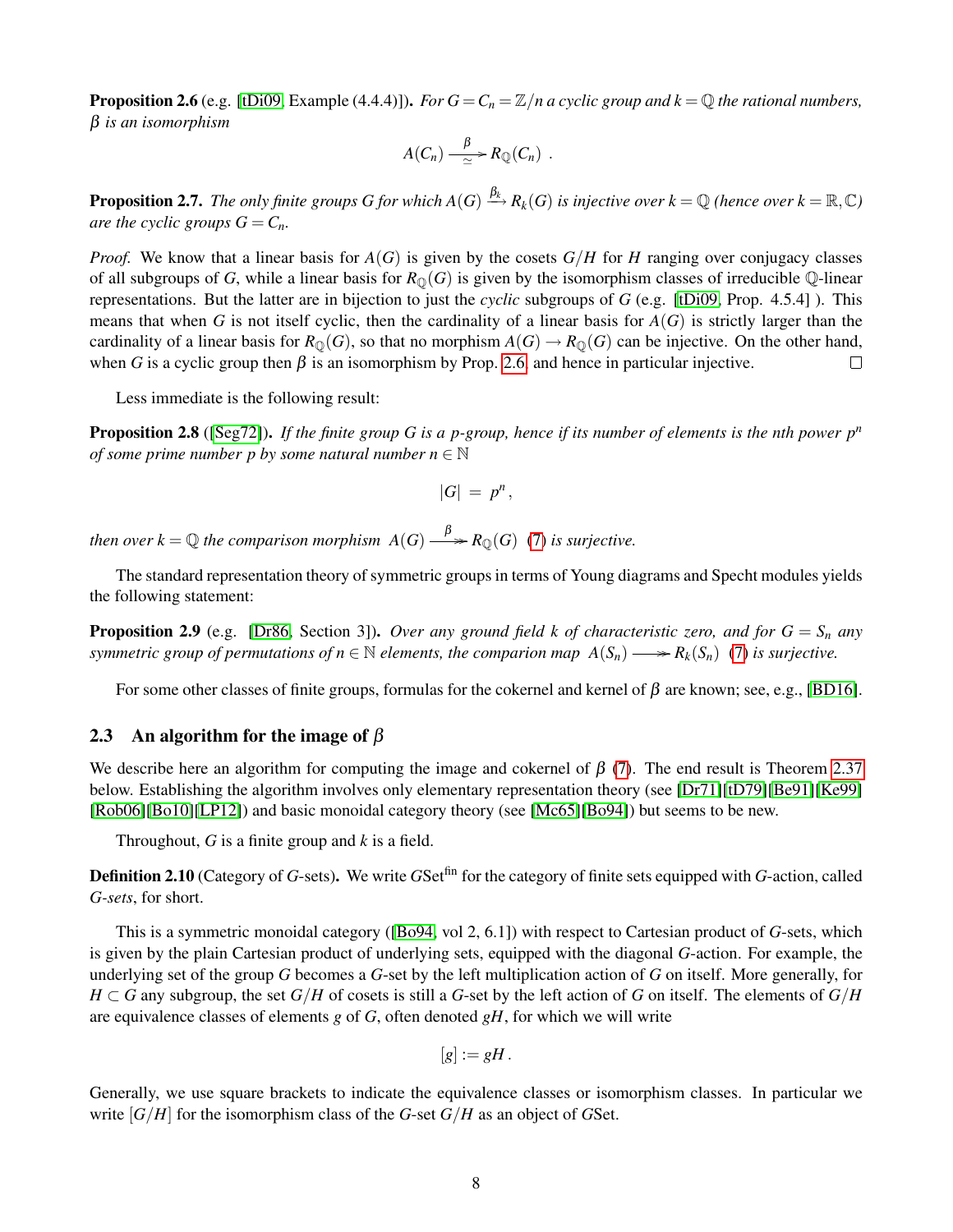**Proposition 2.6** (e.g. [tDi09, Example (4.4.4)]). *For $G = C_n = \mathbb{Z}/n$ a cyclic group and $k = \mathbb{Q}$ the rational numbers, $\beta$ is an isomorphism*

$$A(C_n) \xrightarrow[\simeq]{\beta} R_{\mathbb{Q}}(C_n) \ .$$

**Proposition 2.7.** *The only finite groups $G$ for which $A(G) \xrightarrow{\beta_k} R_k(G)$ is injective over $k = \mathbb{Q}$ (hence over $k = \mathbb{R}, \mathbb{C}$) are the cyclic groups $G = C_n$.*

*Proof.* We know that a linear basis for $A(G)$ is given by the cosets $G/H$ for $H$ ranging over conjugacy classes of all subgroups of $G$, while a linear basis for $R_{\mathbb{Q}}(G)$ is given by the isomorphism classes of irreducible $\mathbb{Q}$-linear representations. But the latter are in bijection to just the *cyclic* subgroups of $G$ (e.g. [tDi09, Prop. 4.5.4] ). This means that when $G$ is not itself cyclic, then the cardinality of a linear basis for $A(G)$ is strictly larger than the cardinality of a linear basis for $R_{\mathbb{Q}}(G)$, so that no morphism $A(G) \to R_{\mathbb{Q}}(G)$ can be injective. On the other hand, when $G$ is a cyclic group then $\beta$ is an isomorphism by Prop. 2.6, and hence in particular injective. ☐

Less immediate is the following result:

**Proposition 2.8** ([Seg72]). *If the finite group $G$ is a $p$-group, hence if its number of elements is the nth power $p^n$ of some prime number $p$ by some natural number $n \in \mathbb{N}$*

$$|G| \ = \ p^n \,,$$

*then over $k = \mathbb{Q}$ the comparison morphism $A(G) \xrightarrow{\beta} R_{\mathbb{Q}}(G)$ (7) is surjective.*

The standard representation theory of symmetric groups in terms of Young diagrams and Specht modules yields the following statement:

**Proposition 2.9** (e.g. [Dr86, Section 3]). *Over any ground field $k$ of characteristic zero, and for $G = S_n$ any symmetric group of permutations of $n \in \mathbb{N}$ elements, the comparion map $A(S_n) \longrightarrow R_k(S_n)$ (7) is surjective.*

For some other classes of finite groups, formulas for the cokernel and kernel of $\beta$ are known; see, e.g., [BD16].

### 2.3 An algorithm for the image of $\beta$

We describe here an algorithm for computing the image and cokernel of $\beta$ (7). The end result is Theorem 2.37 below. Establishing the algorithm involves only elementary representation theory (see [Dr71][tD79][Be91][Ke99][Rob06][Bo10][LP12]) and basic monoidal category theory (see [Mc65][Bo94]) but seems to be new.

Throughout, $G$ is a finite group and $k$ is a field.

**Definition 2.10** (Category of $G$-sets). We write $G\mathrm{Set}^{\mathrm{fin}}$ for the category of finite sets equipped with $G$-action, called *$G$-sets*, for short.

This is a symmetric monoidal category ([Bo94, vol 2, 6.1]) with respect to Cartesian product of $G$-sets, which is given by the plain Cartesian product of underlying sets, equipped with the diagonal $G$-action. For example, the underlying set of the group $G$ becomes a $G$-set by the left multiplication action of $G$ on itself. More generally, for $H \subset G$ any subgroup, the set $G/H$ of cosets is still a $G$-set by the left action of $G$ on itself. The elements of $G/H$ are equivalence classes of elements $g$ of $G$, often denoted $gH$, for which we will write

$$[g] := gH \,.$$

Generally, we use square brackets to indicate the equivalence classes or isomorphism classes. In particular we write $[G/H]$ for the isomorphism class of the $G$-set $G/H$ as an object of $G\mathrm{Set}$.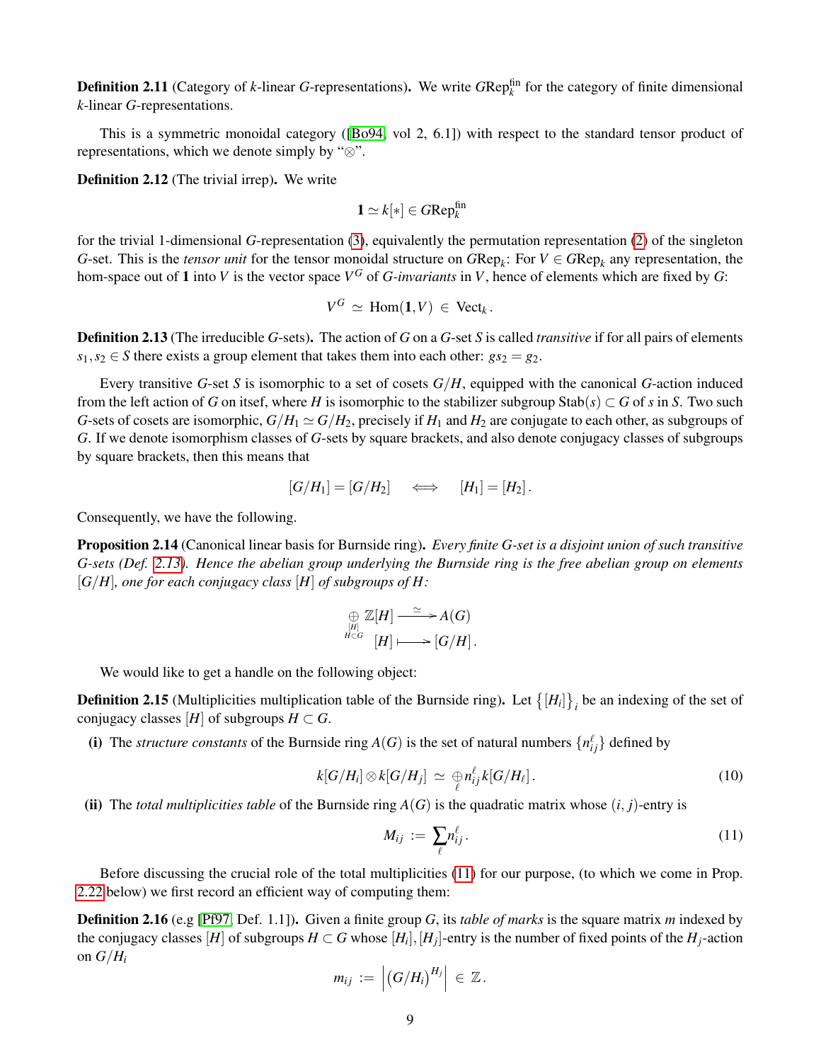**Definition 2.11** (Category of $k$-linear $G$-representations)**.** We write $G\mathrm{Rep}_k^{\mathrm{fin}}$ for the category of finite dimensional $k$-linear $G$-representations.

This is a symmetric monoidal category ([Bo94, vol 2, 6.1]) with respect to the standard tensor product of representations, which we denote simply by "$\otimes$".

**Definition 2.12** (The trivial irrep)**.** We write

$$\mathbf{1} \simeq k[*] \in G\mathrm{Rep}_k^{\mathrm{fin}}$$

for the trivial 1-dimensional $G$-representation (3), equivalently the permutation representation (2) of the singleton $G$-set. This is the *tensor unit* for the tensor monoidal structure on $G\mathrm{Rep}_k$: For $V \in G\mathrm{Rep}_k$ any representation, the hom-space out of $\mathbf{1}$ into $V$ is the vector space $V^G$ of *$G$-invariants* in $V$, hence of elements which are fixed by $G$:

$$V^G \simeq \mathrm{Hom}(\mathbf{1}, V) \in \mathrm{Vect}_k .$$

**Definition 2.13** (The irreducible $G$-sets)**.** The action of $G$ on a $G$-set $S$ is called *transitive* if for all pairs of elements $s_1, s_2 \in S$ there exists a group element that takes them into each other: $g s_2 = g_2$.

Every transitive $G$-set $S$ is isomorphic to a set of cosets $G/H$, equipped with the canonical $G$-action induced from the left action of $G$ on itsef, where $H$ is isomorphic to the stabilizer subgroup $\mathrm{Stab}(s) \subset G$ of $s$ in $S$. Two such $G$-sets of cosets are isomorphic, $G/H_1 \simeq G/H_2$, precisely if $H_1$ and $H_2$ are conjugate to each other, as subgroups of $G$. If we denote isomorphism classes of $G$-sets by square brackets, and also denote conjugacy classes of subgroups by square brackets, then this means that

$$[G/H_1] = [G/H_2] \quad \Longleftrightarrow \quad [H_1] = [H_2] .$$

Consequently, we have the following.

**Proposition 2.14** (Canonical linear basis for Burnside ring)**.** *Every finite $G$-set is a disjoint union of such transitive $G$-sets (Def. 2.13). Hence the abelian group underlying the Burnside ring is the free abelian group on elements $[G/H]$, one for each conjugacy class $[H]$ of subgroups of $H$:*

$$\begin{array}{ccc} \underset{\substack{[H] \\ H \subset G}}{\oplus} \mathbb{Z}[H] & \xrightarrow{\;\simeq\;} & A(G) \\ [H] & \longmapsto & [G/H] . \end{array}$$

We would like to get a handle on the following object:

**Definition 2.15** (Multiplicities multiplication table of the Burnside ring)**.** Let $\{[H_i]\}_i$ be an indexing of the set of conjugacy classes $[H]$ of subgroups $H \subset G$.

**(i)** The *structure constants* of the Burnside ring $A(G)$ is the set of natural numbers $\{n_{ij}^{\ell}\}$ defined by

$$k[G/H_i] \otimes k[G/H_j] \simeq \underset{\ell}{\oplus} n_{ij}^{\ell}\, k[G/H_\ell] . \tag{10}$$

**(ii)** The *total multiplicities table* of the Burnside ring $A(G)$ is the quadratic matrix whose $(i,j)$-entry is

$$M_{ij} := \sum_{\ell} n_{ij}^{\ell} . \tag{11}$$

Before discussing the crucial role of the total multiplicities (11) for our purpose, (to which we come in Prop. 2.22 below) we first record an efficient way of computing them:

**Definition 2.16** (e.g [Pf97, Def. 1.1])**.** Given a finite group $G$, its *table of marks* is the square matrix $m$ indexed by the conjugacy classes $[H]$ of subgroups $H \subset G$ whose $[H_i], [H_j]$-entry is the number of fixed points of the $H_j$-action on $G/H_i$

$$m_{ij} := \left| (G/H_i)^{H_j} \right| \in \mathbb{Z} .$$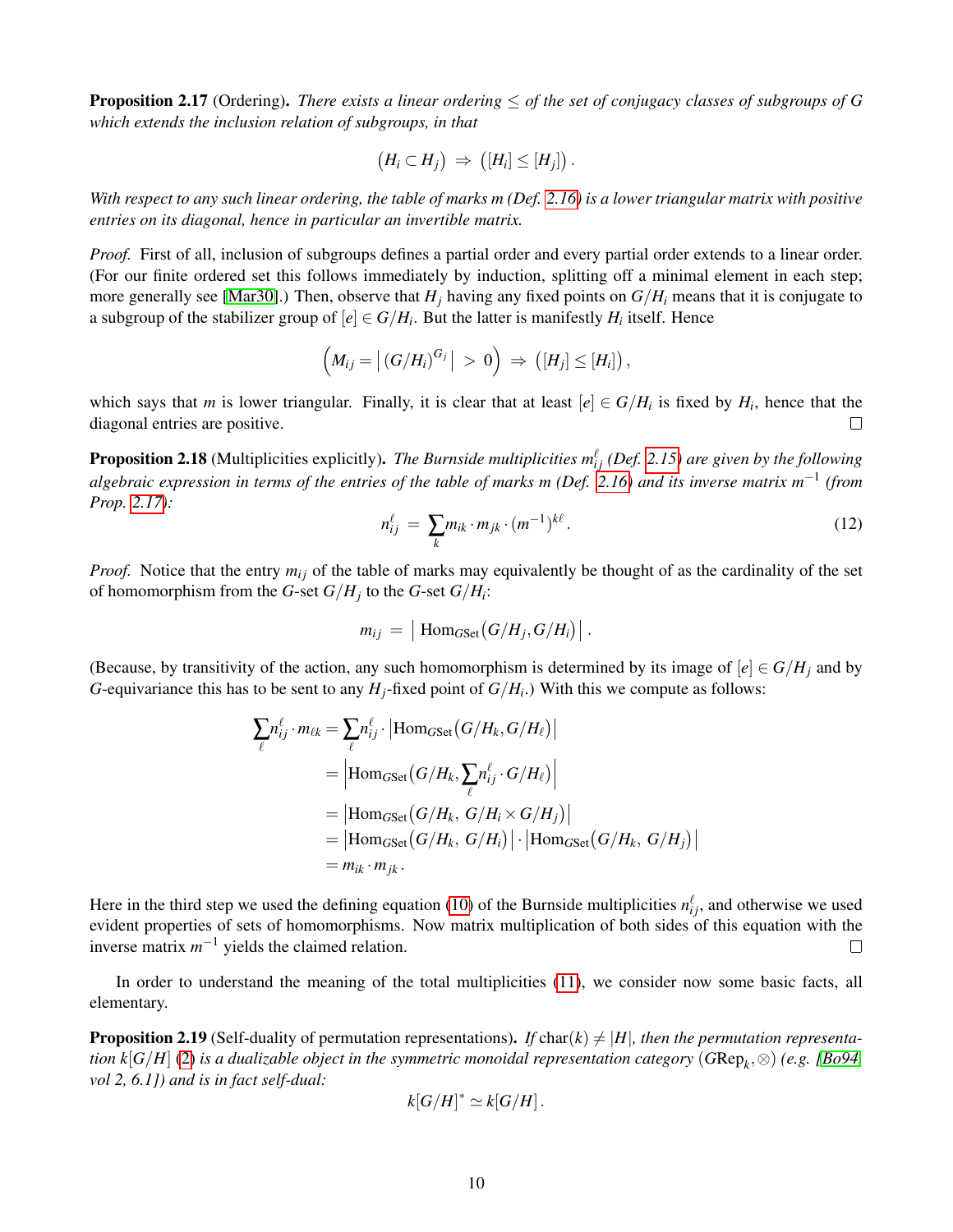**Proposition 2.17** (Ordering)**.** *There exists a linear ordering $\leq$ of the set of conjugacy classes of subgroups of $G$ which extends the inclusion relation of subgroups, in that*

$$\big(H_i \subset H_j\big) \;\Rightarrow\; \big([H_i] \leq [H_j]\big)\,.$$

*With respect to any such linear ordering, the table of marks $m$ (Def. 2.16) is a lower triangular matrix with positive entries on its diagonal, hence in particular an invertible matrix.*

*Proof.* First of all, inclusion of subgroups defines a partial order and every partial order extends to a linear order. (For our finite ordered set this follows immediately by induction, splitting off a minimal element in each step; more generally see [Mar30].) Then, observe that $H_j$ having any fixed points on $G/H_i$ means that it is conjugate to a subgroup of the stabilizer group of $[e] \in G/H_i$. But the latter is manifestly $H_i$ itself. Hence

$$\Big(M_{ij} = \big|\,(G/H_i)^{G_j}\,\big| \;>\; 0\Big) \;\Rightarrow\; \big([H_j] \leq [H_i]\big)\,,$$

which says that $m$ is lower triangular. Finally, it is clear that at least $[e] \in G/H_i$ is fixed by $H_i$, hence that the diagonal entries are positive. ◻

**Proposition 2.18** (Multiplicities explicitly)**.** *The Burnside multiplicities $m_{ij}^{\ell}$ (Def. 2.15) are given by the following algebraic expression in terms of the entries of the table of marks $m$ (Def. 2.16) and its inverse matrix $m^{-1}$ (from Prop. 2.17):*

$$n_{ij}^{\ell} \;=\; \sum_k m_{ik} \cdot m_{jk} \cdot (m^{-1})^{k\ell}\,. \tag{12}$$

*Proof.* Notice that the entry $m_{ij}$ of the table of marks may equivalently be thought of as the cardinality of the set of homomorphism from the $G$-set $G/H_j$ to the $G$-set $G/H_i$:

$$m_{ij} \;=\; \big|\,\mathrm{Hom}_{G\mathrm{Set}}\big(G/H_j, G/H_i\big)\,\big|\,.$$

(Because, by transitivity of the action, any such homomorphism is determined by its image of $[e] \in G/H_j$ and by $G$-equivariance this has to be sent to any $H_j$-fixed point of $G/H_i$.) With this we compute as follows:

$$\begin{aligned}
\sum_\ell n_{ij}^{\ell} \cdot m_{\ell k} &= \sum_\ell n_{ij}^{\ell} \cdot \big|\mathrm{Hom}_{G\mathrm{Set}}\big(G/H_k, G/H_\ell\big)\big| \\
&= \Big|\mathrm{Hom}_{G\mathrm{Set}}\Big(G/H_k, \sum_\ell n_{ij}^{\ell} \cdot G/H_\ell\Big)\Big| \\
&= \big|\mathrm{Hom}_{G\mathrm{Set}}\big(G/H_k,\; G/H_i \times G/H_j\big)\big| \\
&= \big|\mathrm{Hom}_{G\mathrm{Set}}\big(G/H_k,\; G/H_i\big)\big| \cdot \big|\mathrm{Hom}_{G\mathrm{Set}}\big(G/H_k,\; G/H_j\big)\big| \\
&= m_{ik} \cdot m_{jk}\,.
\end{aligned}$$

Here in the third step we used the defining equation (10) of the Burnside multiplicities $n_{ij}^{\ell}$, and otherwise we used evident properties of sets of homomorphisms. Now matrix multiplication of both sides of this equation with the inverse matrix $m^{-1}$ yields the claimed relation. ◻

In order to understand the meaning of the total multiplicities (11), we consider now some basic facts, all elementary.

**Proposition 2.19** (Self-duality of permutation representations)**.** *If $\mathrm{char}(k) \neq |H|$, then the permutation representation $k[G/H]$ (2) is a dualizable object in the symmetric monoidal representation category $(G\mathrm{Rep}_k, \otimes)$ (e.g. [Bo94, vol 2, 6.1]) and is in fact self-dual:*

$$k[G/H]^* \simeq k[G/H]\,.$$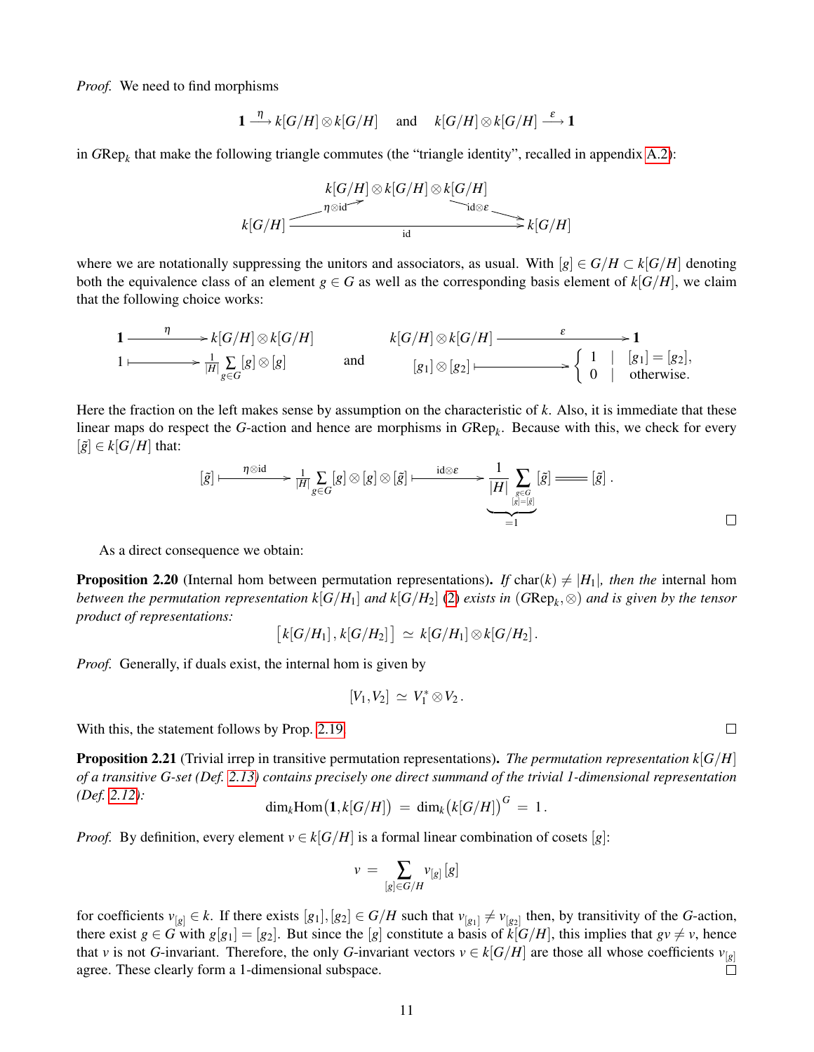*Proof.* We need to find morphisms

$$\mathbf{1} \xrightarrow{\eta} k[G/H] \otimes k[G/H] \quad \text{and} \quad k[G/H] \otimes k[G/H] \xrightarrow{\varepsilon} \mathbf{1}$$

in $G\mathrm{Rep}_k$ that make the following triangle commutes (the "triangle identity", recalled in appendix A.2):

$$\begin{array}{ccccc} & & k[G/H] \otimes k[G/H] \otimes k[G/H] & & \\ & {\scriptstyle \eta\otimes \mathrm{id}} \nearrow & & \searrow {\scriptstyle \mathrm{id}\otimes\varepsilon} & \\ k[G/H] & & \xrightarrow{\quad\quad \mathrm{id} \quad\quad} & & k[G/H] \end{array}$$

where we are notationally suppressing the unitors and associators, as usual. With $[g] \in G/H \subset k[G/H]$ denoting both the equivalence class of an element $g \in G$ as well as the corresponding basis element of $k[G/H]$, we claim that the following choice works:

$$\begin{array}{ccc} \mathbf{1} & \xrightarrow{\eta} & k[G/H] \otimes k[G/H] \\ 1 & \longmapsto & \frac{1}{|H|} \sum\limits_{g \in G} [g] \otimes [g] \end{array} \qquad \text{and} \qquad \begin{array}{ccc} k[G/H] \otimes k[G/H] & \xrightarrow{\varepsilon} & \mathbf{1} \\ [g_1] \otimes [g_2] & \longmapsto & \left\{ \begin{array}{ll} 1 & | \ \ [g_1] = [g_2], \\ 0 & | \ \ \text{otherwise.} \end{array} \right. \end{array}$$

Here the fraction on the left makes sense by assumption on the characteristic of $k$. Also, it is immediate that these linear maps do respect the $G$-action and hence are morphisms in $G\mathrm{Rep}_k$. Because with this, we check for every $[\tilde{g}] \in k[G/H]$ that:

$$[\tilde{g}] \xmapsto{\eta\otimes\mathrm{id}} \frac{1}{|H|} \sum_{g \in G} [g] \otimes [g] \otimes [\tilde{g}] \xmapsto{\mathrm{id}\otimes\varepsilon} \underbrace{\frac{1}{|H|} \sum_{\substack{g \in G \\ [g]=[\tilde{g}]}}}_{=1} [\tilde{g}] = [\tilde{g}] \,.$$

∎

As a direct consequence we obtain:

**Proposition 2.20** (Internal hom between permutation representations). *If* $\mathrm{char}(k) \neq |H_1|$, *then the* internal hom *between the permutation representation* $k[G/H_1]$ *and* $k[G/H_2]$ (2) *exists in* $(G\mathrm{Rep}_k, \otimes)$ *and is given by the tensor product of representations:*

$$\big[k[G/H_1], k[G/H_2]\big] \simeq k[G/H_1] \otimes k[G/H_2] \,.$$

*Proof.* Generally, if duals exist, the internal hom is given by

$$[V_1, V_2] \simeq V_1^* \otimes V_2 \,.$$

With this, the statement follows by Prop. 2.19. ∎

**Proposition 2.21** (Trivial irrep in transitive permutation representations). *The permutation representation* $k[G/H]$ *of a transitive $G$-set (Def. 2.13) contains precisely one direct summand of the trivial 1-dimensional representation (Def. 2.12):*

$$\dim_k \mathrm{Hom}\big(\mathbf{1}, k[G/H]\big) = \dim_k \big(k[G/H]\big)^G = 1 \,.$$

*Proof.* By definition, every element $v \in k[G/H]$ is a formal linear combination of cosets $[g]$:

$$v = \sum_{[g] \in G/H} v_{[g]} \, [g]$$

for coefficients $v_{[g]} \in k$. If there exists $[g_1], [g_2] \in G/H$ such that $v_{[g_1]} \neq v_{[g_2]}$ then, by transitivity of the $G$-action, there exist $g \in G$ with $g[g_1] = [g_2]$. But since the $[g]$ constitute a basis of $k[G/H]$, this implies that $gv \neq v$, hence that $v$ is not $G$-invariant. Therefore, the only $G$-invariant vectors $v \in k[G/H]$ are those all whose coefficients $v_{[g]}$ agree. These clearly form a 1-dimensional subspace. ∎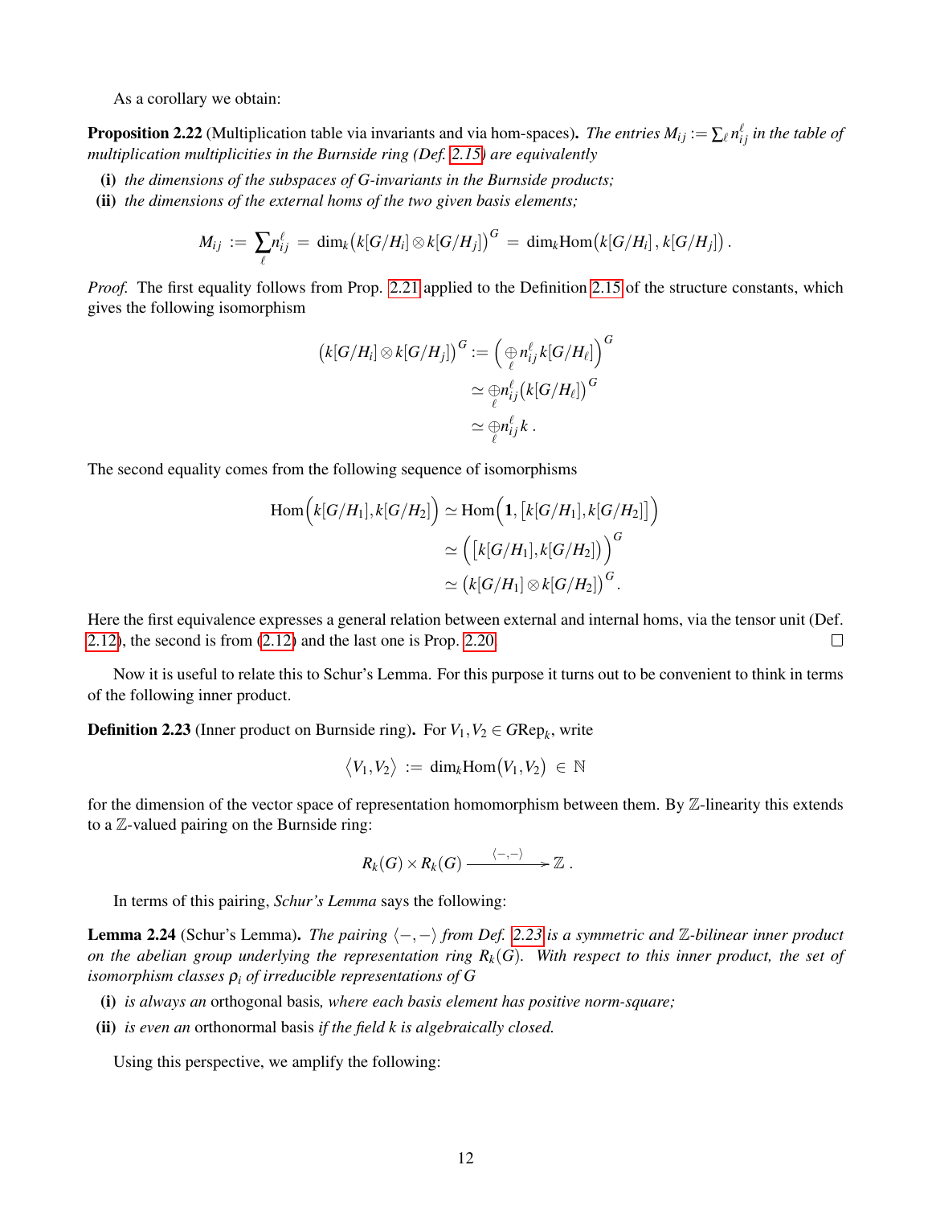As a corollary we obtain:

**Proposition 2.22** (Multiplication table via invariants and via hom-spaces)**.** *The entries $M_{ij} := \sum_\ell n_{ij}^\ell$ in the table of multiplication multiplicities in the Burnside ring (Def. 2.15) are equivalently*

**(i)** *the dimensions of the subspaces of G-invariants in the Burnside products;*

**(ii)** *the dimensions of the external homs of the two given basis elements;*

$$M_{ij} := \sum_\ell n_{ij}^\ell = \dim_k\big(k[G/H_i] \otimes k[G/H_j]\big)^G = \dim_k \mathrm{Hom}\big(k[G/H_i]\,,\, k[G/H_j]\big)\,.$$

*Proof.* The first equality follows from Prop. 2.21 applied to the Definition 2.15 of the structure constants, which gives the following isomorphism

$$\begin{aligned}
\big(k[G/H_i] \otimes k[G/H_j]\big)^G &:= \Big(\underset{\ell}{\oplus}\, n_{ij}^\ell\, k[G/H_\ell]\Big)^G \\
&\simeq \underset{\ell}{\oplus} n_{ij}^\ell \big(k[G/H_\ell]\big)^G \\
&\simeq \underset{\ell}{\oplus} n_{ij}^\ell\, k\,.
\end{aligned}$$

The second equality comes from the following sequence of isomorphisms

$$\begin{aligned}
\mathrm{Hom}\Big(k[G/H_1], k[G/H_2]\Big) &\simeq \mathrm{Hom}\Big(\mathbf{1}, \big[k[G/H_1], k[G/H_2]\big]\Big) \\
&\simeq \Big(\big[k[G/H_1], k[G/H_2]\big)\Big)^G \\
&\simeq \big(k[G/H_1] \otimes k[G/H_2]\big)^G\,.
\end{aligned}$$

Here the first equivalence expresses a general relation between external and internal homs, via the tensor unit (Def. 2.12), the second is from (2.12) and the last one is Prop. 2.20. □

Now it is useful to relate this to Schur's Lemma. For this purpose it turns out to be convenient to think in terms of the following inner product.

**Definition 2.23** (Inner product on Burnside ring)**.** For $V_1, V_2 \in G\mathrm{Rep}_k$, write

$$\big\langle V_1, V_2 \big\rangle := \dim_k \mathrm{Hom}\big(V_1, V_2\big) \in \mathbb{N}$$

for the dimension of the vector space of representation homomorphism between them. By $\mathbb{Z}$-linearity this extends to a $\mathbb{Z}$-valued pairing on the Burnside ring:

$$R_k(G) \times R_k(G) \xrightarrow{\ \langle -,- \rangle\ } \mathbb{Z}\,.$$

In terms of this pairing, *Schur's Lemma* says the following:

**Lemma 2.24** (Schur's Lemma)**.** *The pairing $\langle -,- \rangle$ from Def. 2.23 is a symmetric and $\mathbb{Z}$-bilinear inner product on the abelian group underlying the representation ring $R_k(G)$. With respect to this inner product, the set of isomorphism classes $\rho_i$ of irreducible representations of $G$*

**(i)** *is always an* orthogonal basis*, where each basis element has positive norm-square;*

**(ii)** *is even an* orthonormal basis *if the field $k$ is algebraically closed.*

Using this perspective, we amplify the following: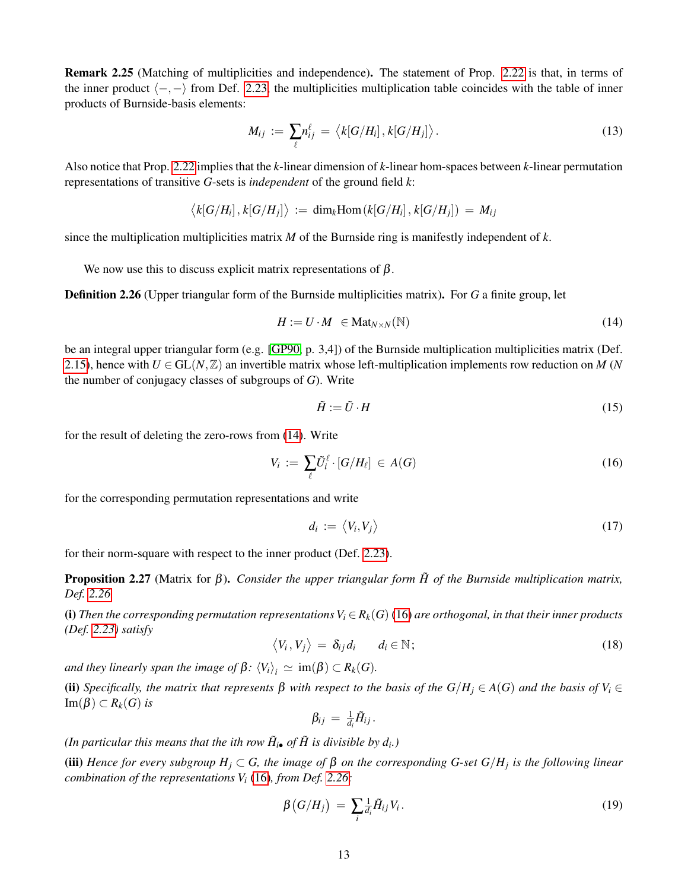**Remark 2.25** (Matching of multiplicities and independence)**.** The statement of Prop. 2.22 is that, in terms of the inner product $\langle -,- \rangle$ from Def. 2.23, the multiplicities multiplication table coincides with the table of inner products of Burnside-basis elements:

$$M_{ij} := \sum_{\ell} n_{ij}^{\ell} = \big\langle k[G/H_i], k[G/H_j] \big\rangle . \tag{13}$$

Also notice that Prop. 2.22 implies that the $k$-linear dimension of $k$-linear hom-spaces between $k$-linear permutation representations of transitive $G$-sets is *independent* of the ground field $k$:

$$\big\langle k[G/H_i], k[G/H_j] \big\rangle := \dim_k \mathrm{Hom}\big(k[G/H_i], k[G/H_j]\big) = M_{ij}$$

since the multiplication multiplicities matrix $M$ of the Burnside ring is manifestly independent of $k$.

We now use this to discuss explicit matrix representations of $\beta$.

**Definition 2.26** (Upper triangular form of the Burnside multiplicities matrix)**.** For $G$ a finite group, let

$$H := U \cdot M \ \in \mathrm{Mat}_{N \times N}(\mathbb{N}) \tag{14}$$

be an integral upper triangular form (e.g. [GP90, p. 3,4]) of the Burnside multiplication multiplicities matrix (Def. 2.15), hence with $U \in \mathrm{GL}(N, \mathbb{Z})$ an invertible matrix whose left-multiplication implements row reduction on $M$ ($N$ the number of conjugacy classes of subgroups of $G$). Write

$$\tilde{H} := \tilde{U} \cdot H \tag{15}$$

for the result of deleting the zero-rows from (14). Write

$$V_i := \sum_{\ell} \tilde{U}_i^{\ell} \cdot [G/H_\ell] \ \in A(G) \tag{16}$$

for the corresponding permutation representations and write

$$d_i := \big\langle V_i, V_j \big\rangle \tag{17}$$

for their norm-square with respect to the inner product (Def. 2.23).

**Proposition 2.27** (Matrix for $\beta$)**.** *Consider the upper triangular form $\tilde{H}$ of the Burnside multiplication matrix, Def. 2.26.*

**(i)** *Then the corresponding permutation representations $V_i \in R_k(G)$ (16) are orthogonal, in that their inner products (Def. 2.23) satisfy*

$$\big\langle V_i, V_j \big\rangle = \delta_{ij} d_i \qquad d_i \in \mathbb{N}; \tag{18}$$

*and they linearly span the image of $\beta$: $\langle V_i \rangle_i \simeq \mathrm{im}(\beta) \subset R_k(G)$.*

**(ii)** *Specifically, the matrix that represents $\beta$ with respect to the basis of the $G/H_j \in A(G)$ and the basis of $V_i \in \mathrm{Im}(\beta) \subset R_k(G)$ is*

$$\beta_{ij} = \tfrac{1}{d_i} \tilde{H}_{ij} .$$

*(In particular this means that the ith row $\tilde{H}_{i\bullet}$ of $\tilde{H}$ is divisible by $d_i$.)*

**(iii)** *Hence for every subgroup $H_j \subset G$, the image of $\beta$ on the corresponding $G$-set $G/H_j$ is the following linear combination of the representations $V_i$ (16), from Def. 2.26:*

$$\beta\big(G/H_j\big) = \sum_i \tfrac{1}{d_i} \tilde{H}_{ij} V_i . \tag{19}$$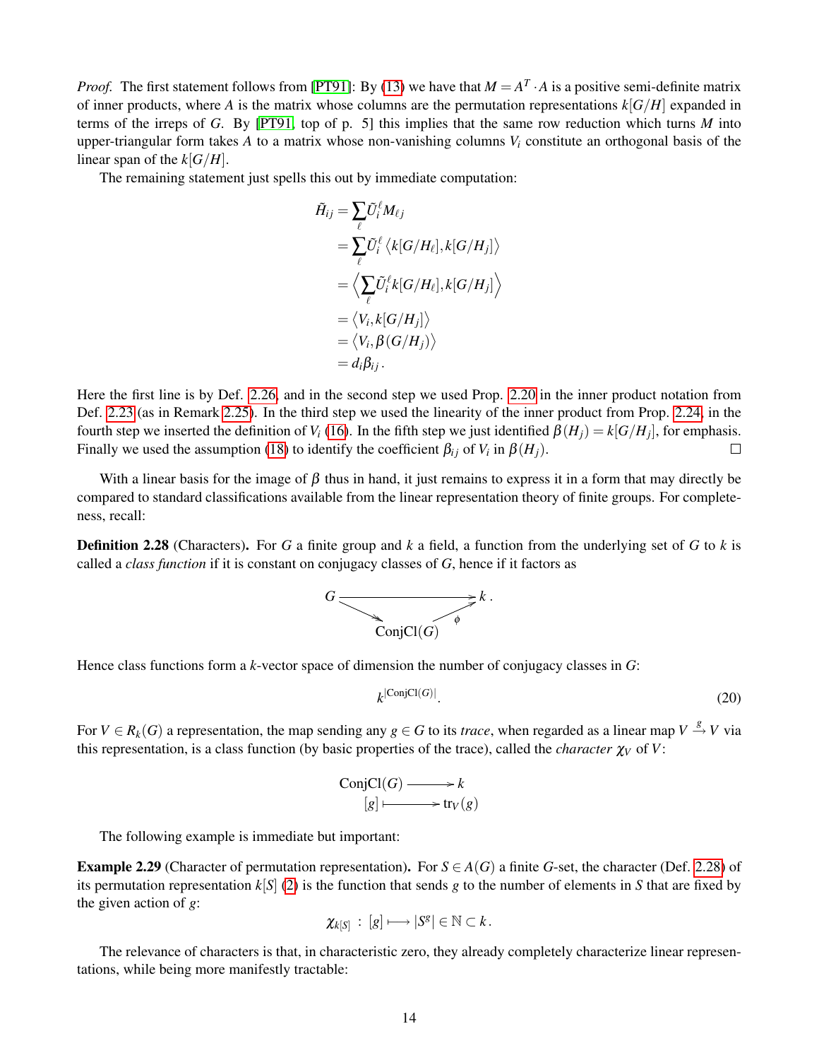*Proof.* The first statement follows from [PT91]: By (13) we have that $M = A^T \cdot A$ is a positive semi-definite matrix of inner products, where $A$ is the matrix whose columns are the permutation representations $k[G/H]$ expanded in terms of the irreps of $G$. By [PT91, top of p. 5] this implies that the same row reduction which turns $M$ into upper-triangular form takes $A$ to a matrix whose non-vanishing columns $V_i$ constitute an orthogonal basis of the linear span of the $k[G/H]$.

The remaining statement just spells this out by immediate computation:

$$
\begin{aligned}
\tilde{H}_{ij} &= \sum_\ell \tilde{U}_i^\ell M_{\ell j} \\
&= \sum_\ell \tilde{U}_i^\ell \left\langle k[G/H_\ell], k[G/H_j] \right\rangle \\
&= \Big\langle \sum_\ell \tilde{U}_i^\ell k[G/H_\ell], k[G/H_j] \Big\rangle \\
&= \left\langle V_i, k[G/H_j] \right\rangle \\
&= \left\langle V_i, \beta(G/H_j) \right\rangle \\
&= d_i \beta_{ij}\,.
\end{aligned}
$$

Here the first line is by Def. 2.26, and in the second step we used Prop. 2.20 in the inner product notation from Def. 2.23 (as in Remark 2.25). In the third step we used the linearity of the inner product from Prop. 2.24, in the fourth step we inserted the definition of $V_i$ (16). In the fifth step we just identified $\beta(H_j) = k[G/H_j]$, for emphasis. Finally we used the assumption (18) to identify the coefficient $\beta_{ij}$ of $V_i$ in $\beta(H_j)$. □

With a linear basis for the image of $\beta$ thus in hand, it just remains to express it in a form that may directly be compared to standard classifications available from the linear representation theory of finite groups. For completeness, recall:

**Definition 2.28** (Characters)**.** For $G$ a finite group and $k$ a field, a function from the underlying set of $G$ to $k$ is called a *class function* if it is constant on conjugacy classes of $G$, hence if it factors as

$$
G \longrightarrow \mathrm{ConjCl}(G) \xrightarrow{\ \phi\ } k\,.
$$

Hence class functions form a $k$-vector space of dimension the number of conjugacy classes in $G$:

$$
k^{|\mathrm{ConjCl}(G)|}. \tag{20}
$$

For $V \in R_k(G)$ a representation, the map sending any $g \in G$ to its *trace*, when regarded as a linear map $V \xrightarrow{g} V$ via this representation, is a class function (by basic properties of the trace), called the *character* $\chi_V$ of $V$:

$$
\begin{aligned}
\mathrm{ConjCl}(G) &\longrightarrow k \\
[g] &\longmapsto \mathrm{tr}_V(g)
\end{aligned}
$$

The following example is immediate but important:

**Example 2.29** (Character of permutation representation)**.** For $S \in A(G)$ a finite $G$-set, the character (Def. 2.28) of its permutation representation $k[S]$ (2) is the function that sends $g$ to the number of elements in $S$ that are fixed by the given action of $g$:

$$
\chi_{k[S]} \;:\; [g] \longmapsto |S^g| \in \mathbb{N} \subset k\,.
$$

The relevance of characters is that, in characteristic zero, they already completely characterize linear representations, while being more manifestly tractable: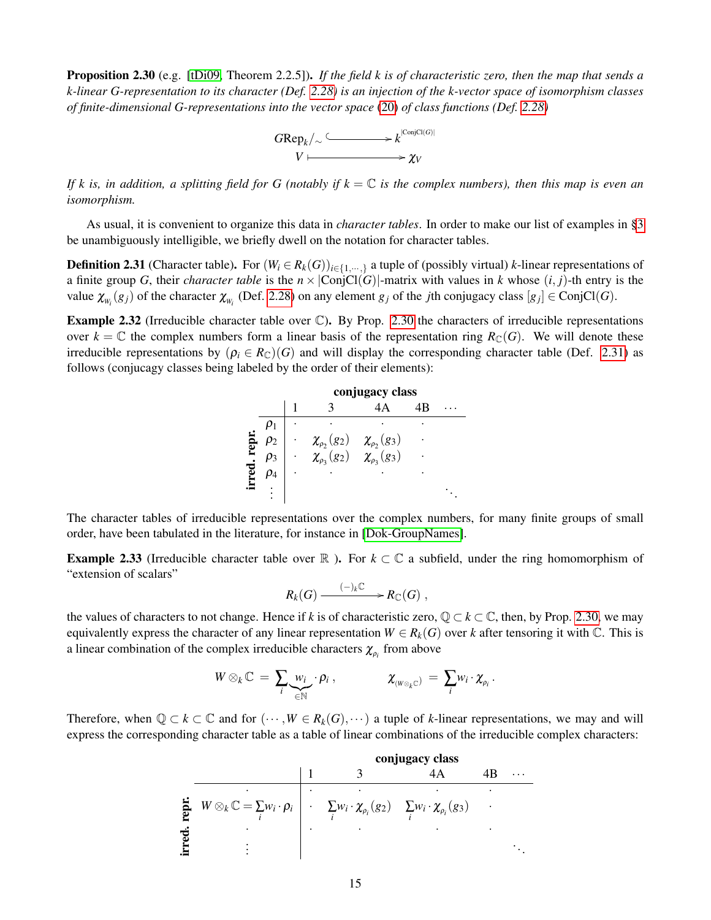**Proposition 2.30** (e.g. [tDi09, Theorem 2.2.5]). *If the field $k$ is of characteristic zero, then the map that sends a $k$-linear $G$-representation to its character (Def. 2.28) is an injection of the $k$-vector space of isomorphism classes of finite-dimensional $G$-representations into the vector space (20) of class functions (Def. 2.28)*

$$
\begin{array}{ccc}
G\mathrm{Rep}_k/_\sim & \hookrightarrow & k^{|\mathrm{ConjCl}(G)|} \\
V & \longmapsto & \chi_V
\end{array}
$$

*If $k$ is, in addition, a splitting field for $G$ (notably if $k = \mathbb{C}$ is the complex numbers), then this map is even an isomorphism.*

As usual, it is convenient to organize this data in *character tables*. In order to make our list of examples in §3 be unambiguously intelligible, we briefly dwell on the notation for character tables.

**Definition 2.31** (Character table). For $(W_i \in R_k(G))_{i \in \{1,\cdots,\}}$ a tuple of (possibly virtual) $k$-linear representations of a finite group $G$, their *character table* is the $n \times |\mathrm{ConjCl}(G)|$-matrix with values in $k$ whose $(i, j)$-th entry is the value $\chi_{W_i}(g_j)$ of the character $\chi_{W_i}$ (Def. 2.28) on any element $g_j$ of the $j$th conjugacy class $[g_j] \in \mathrm{ConjCl}(G)$.

**Example 2.32** (Irreducible character table over $\mathbb{C}$). By Prop. 2.30 the characters of irreducible representations over $k = \mathbb{C}$ the complex numbers form a linear basis of the representation ring $R_{\mathbb{C}}(G)$. We will denote these irreducible representations by $(\rho_i \in R_{\mathbb{C}})(G)$ and will display the corresponding character table (Def. 2.31) as follows (conjucagy classes being labeled by the order of their elements):

| irred. repr. | **conjugacy class** 1 | 3 | 4A | 4B | $\cdots$ |
|---|---|---|---|---|---|
| $\rho_1$ | $\cdot$ | $\cdot$ | $\cdot$ | $\cdot$ | |
| $\rho_2$ | $\cdot$ | $\chi_{\rho_2}(g_2)$ | $\chi_{\rho_2}(g_3)$ | $\cdot$ | |
| $\rho_3$ | $\cdot$ | $\chi_{\rho_3}(g_2)$ | $\chi_{\rho_3}(g_3)$ | $\cdot$ | |
| $\rho_4$ | $\cdot$ | $\cdot$ | $\cdot$ | $\cdot$ | |
| $\vdots$ | | | | | $\ddots$ |

The character tables of irreducible representations over the complex numbers, for many finite groups of small order, have been tabulated in the literature, for instance in [Dok-GroupNames].

**Example 2.33** (Irreducible character table over $\mathbb{R}$ ). For $k \subset \mathbb{C}$ a subfield, under the ring homomorphism of "extension of scalars"

$$
R_k(G) \xrightarrow{(-)_k\mathbb{C}} R_{\mathbb{C}}(G) \;,
$$

the values of characters to not change. Hence if $k$ is of characteristic zero, $\mathbb{Q} \subset k \subset \mathbb{C}$, then, by Prop. 2.30, we may equivalently express the character of any linear representation $W \in R_k(G)$ over $k$ after tensoring it with $\mathbb{C}$. This is a linear combination of the complex irreducible characters $\chi_{\rho_i}$ from above

$$
W \otimes_k \mathbb{C} \;=\; \sum_i \underbrace{w_i}_{\in \mathbb{N}} \cdot \rho_i \;, \qquad \chi_{(W \otimes_k \mathbb{C})} \;=\; \sum_i w_i \cdot \chi_{\rho_i} \,.
$$

Therefore, when $\mathbb{Q} \subset k \subset \mathbb{C}$ and for $(\cdots, W \in R_k(G), \cdots)$ a tuple of $k$-linear representations, we may and will express the corresponding character table as a table of linear combinations of the irreducible complex characters:

| irred. repr. | **conjugacy class** 1 | 3 | 4A | 4B | $\cdots$ |
|---|---|---|---|---|---|
| $\cdot$ | $\cdot$ | $\cdot$ | $\cdot$ | $\cdot$ | |
| $W \otimes_k \mathbb{C} = \sum_i w_i \cdot \rho_i$ | $\cdot$ | $\sum_i w_i \cdot \chi_{\rho_i}(g_2)$ | $\sum_i w_i \cdot \chi_{\rho_i}(g_3)$ | $\cdot$ | |
| $\cdot$ | $\cdot$ | $\cdot$ | $\cdot$ | $\cdot$ | |
| $\vdots$ | | | | | $\ddots$ |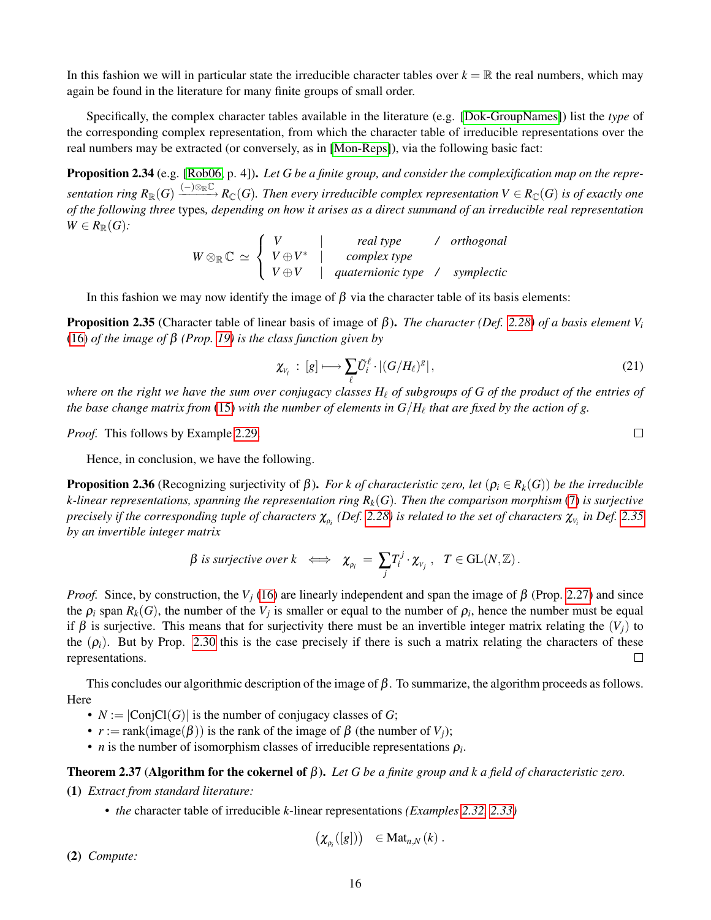In this fashion we will in particular state the irreducible character tables over $k = \mathbb{R}$ the real numbers, which may again be found in the literature for many finite groups of small order.

Specifically, the complex character tables available in the literature (e.g. [Dok-GroupNames]) list the *type* of the corresponding complex representation, from which the character table of irreducible representations over the real numbers may be extracted (or conversely, as in [Mon-Reps]), via the following basic fact:

**Proposition 2.34** (e.g. [Rob06, p. 4]). *Let $G$ be a finite group, and consider the complexification map on the representation ring $R_{\mathbb{R}}(G) \xrightarrow{(-)\otimes_{\mathbb{R}}\mathbb{C}} R_{\mathbb{C}}(G)$. Then every irreducible complex representation $V \in R_{\mathbb{C}}(G)$ is of exactly one of the following three* types*, depending on how it arises as a direct summand of an irreducible real representation $W \in R_{\mathbb{R}}(G)$:*

$$W \otimes_{\mathbb{R}} \mathbb{C} \simeq \begin{cases} V & | \quad \text{real type} \quad / \quad \text{orthogonal} \\ V \oplus V^* & | \quad \text{complex type} \\ V \oplus V & | \quad \text{quaternionic type} \quad / \quad \text{symplectic} \end{cases}$$

In this fashion we may now identify the image of $\beta$ via the character table of its basis elements:

**Proposition 2.35** (Character table of linear basis of image of $\beta$). *The character (Def. 2.28) of a basis element $V_i$ (16) of the image of $\beta$ (Prop. 19) is the class function given by*

$$\chi_{V_i} \;:\; [g] \longmapsto \sum_{\ell} \tilde{U}_i^{\ell} \cdot |(G/H_\ell)^g| \,, \tag{21}$$

*where on the right we have the sum over conjugacy classes $H_\ell$ of subgroups of $G$ of the product of the entries of the base change matrix from (15) with the number of elements in $G/H_\ell$ that are fixed by the action of $g$.*

*Proof.* This follows by Example 2.29. □

Hence, in conclusion, we have the following.

**Proposition 2.36** (Recognizing surjectivity of $\beta$). *For $k$ of characteristic zero, let $(\rho_i \in R_k(G))$ be the irreducible $k$-linear representations, spanning the representation ring $R_k(G)$. Then the comparison morphism (7) is surjective precisely if the corresponding tuple of characters $\chi_{\rho_i}$ (Def. 2.28) is related to the set of characters $\chi_{V_i}$ in Def. 2.35 by an invertible integer matrix*

$$\beta \text{ is surjective over } k \quad \Longleftrightarrow \quad \chi_{\rho_i} \;=\; \sum_j T_i^{\,j} \cdot \chi_{V_j} \,, \quad T \in \mathrm{GL}(N, \mathbb{Z}) \,.$$

*Proof.* Since, by construction, the $V_j$ (16) are linearly independent and span the image of $\beta$ (Prop. 2.27) and since the $\rho_i$ span $R_k(G)$, the number of the $V_j$ is smaller or equal to the number of $\rho_i$, hence the number must be equal if $\beta$ is surjective. This means that for surjectivity there must be an invertible integer matrix relating the $(V_j)$ to the $(\rho_i)$. But by Prop. 2.30 this is the case precisely if there is such a matrix relating the characters of these representations. □

This concludes our algorithmic description of the image of $\beta$. To summarize, the algorithm proceeds as follows. Here

- $N := |\mathrm{ConjCl}(G)|$ is the number of conjugacy classes of $G$;
- $r := \mathrm{rank}(\mathrm{image}(\beta))$ is the rank of the image of $\beta$ (the number of $V_j$);
- $n$ is the number of isomorphism classes of irreducible representations $\rho_i$.

**Theorem 2.37** (**Algorithm for the cokernel of $\beta$**). *Let $G$ be a finite group and $k$ a field of characteristic zero.*

**(1)** *Extract from standard literature:*

- *the* character table of irreducible $k$-linear representations *(Examples 2.32, 2.33)*

$$\big(\chi_{\rho_i}([g])\big) \quad \in \mathrm{Mat}_{n,N}(k) \,.$$

**(2)** *Compute:*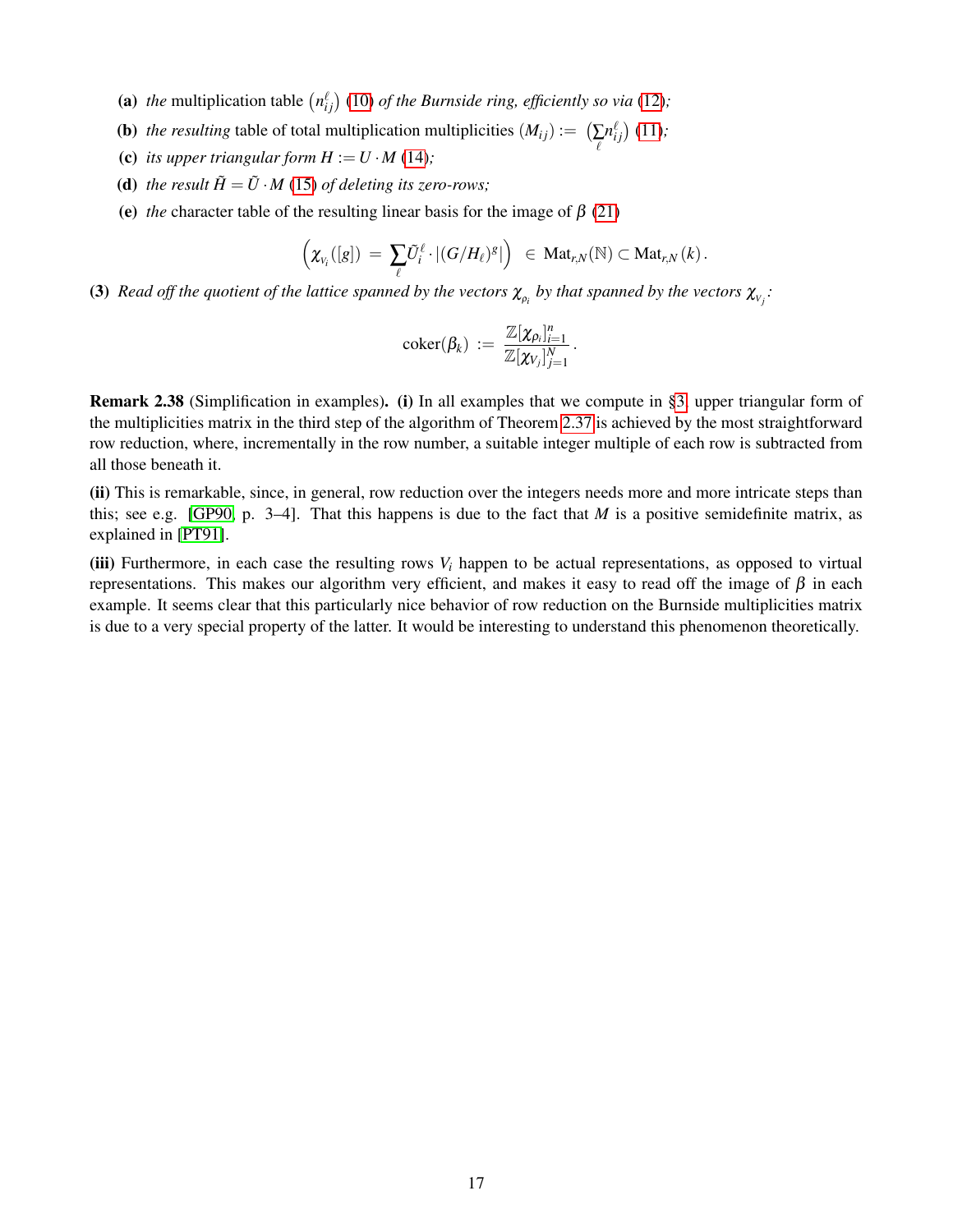**(a)** *the* multiplication table $\left(n_{ij}^{\ell}\right)$ (10) *of the Burnside ring, efficiently so via* (12)*;*

**(b)** *the resulting* table of total multiplication multiplicities $(M_{ij}) := \left(\sum_{\ell} n_{ij}^{\ell}\right)$ (11)*;*

**(c)** *its upper triangular form* $H := U \cdot M$ (14)*;*

**(d)** *the result* $\tilde{H} = \tilde{U} \cdot M$ (15) *of deleting its zero-rows;*

**(e)** *the* character table of the resulting linear basis for the image of $\beta$ (21)

$$\left(\chi_{V_i}([g]) \;=\; \sum_{\ell} \tilde{U}_i^{\ell} \cdot \left|(G/H_\ell)^g\right|\right) \;\in\; \mathrm{Mat}_{r,N}(\mathbb{N}) \subset \mathrm{Mat}_{r,N}(k)\,.$$

**(3)** *Read off the quotient of the lattice spanned by the vectors $\chi_{\rho_i}$ by that spanned by the vectors $\chi_{V_j}$:*

$$\mathrm{coker}(\beta_k) \;:=\; \frac{\mathbb{Z}[\chi_{\rho_i}]_{i=1}^{n}}{\mathbb{Z}[\chi_{V_j}]_{j=1}^{N}}\,.$$

**Remark 2.38** (Simplification in examples)**. (i)** In all examples that we compute in §3, upper triangular form of the multiplicities matrix in the third step of the algorithm of Theorem 2.37 is achieved by the most straightforward row reduction, where, incrementally in the row number, a suitable integer multiple of each row is subtracted from all those beneath it.

**(ii)** This is remarkable, since, in general, row reduction over the integers needs more and more intricate steps than this; see e.g. [GP90, p. 3–4]. That this happens is due to the fact that $M$ is a positive semidefinite matrix, as explained in [PT91].

**(iii)** Furthermore, in each case the resulting rows $V_i$ happen to be actual representations, as opposed to virtual representations. This makes our algorithm very efficient, and makes it easy to read off the image of $\beta$ in each example. It seems clear that this particularly nice behavior of row reduction on the Burnside multiplicities matrix is due to a very special property of the latter. It would be interesting to understand this phenomenon theoretically.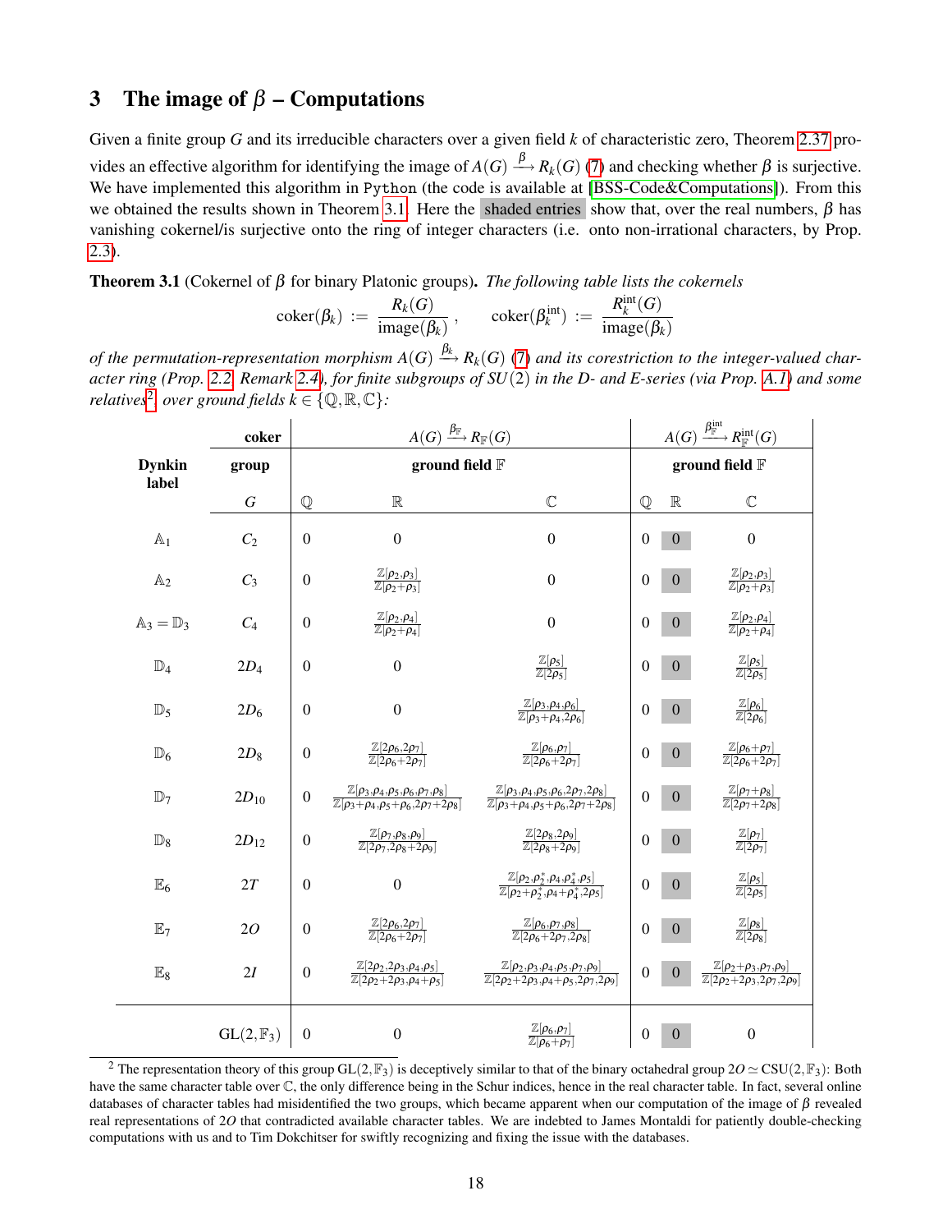## 3 The image of $\beta$ – Computations

Given a finite group $G$ and its irreducible characters over a given field $k$ of characteristic zero, Theorem 2.37 provides an effective algorithm for identifying the image of $A(G) \xrightarrow{\beta} R_k(G)$ (7) and checking whether $\beta$ is surjective. We have implemented this algorithm in `Python` (the code is available at [BSS-Code&Computations]). From this we obtained the results shown in Theorem 3.1. Here the shaded entries show that, over the real numbers, $\beta$ has vanishing cokernel/is surjective onto the ring of integer characters (i.e. onto non-irrational characters, by Prop. 2.3).

**Theorem 3.1** (Cokernel of $\beta$ for binary Platonic groups). *The following table lists the cokernels*

$$\operatorname{coker}(\beta_k) := \frac{R_k(G)}{\operatorname{image}(\beta_k)}, \qquad \operatorname{coker}(\beta_k^{\text{int}}) := \frac{R_k^{\text{int}}(G)}{\operatorname{image}(\beta_k)}$$

*of the permutation-representation morphism $A(G) \xrightarrow{\beta_k} R_k(G)$ (7) and its corestriction to the integer-valued character ring (Prop. 2.2, Remark 2.4), for finite subgroups of $SU(2)$ in the D- and E-series (via Prop. A.1) and some relatives[2], over ground fields $k \in \{\mathbb{Q}, \mathbb{R}, \mathbb{C}\}$:*

| Dynkin label | coker group $G$ | $A(G) \xrightarrow{\beta_{\mathbb{F}}} R_{\mathbb{F}}(G)$ ground field $\mathbb{F}$: $\mathbb{Q}$ | $\mathbb{R}$ | $\mathbb{C}$ | $A(G) \xrightarrow{\beta^{\text{int}}_{\mathbb{F}}} R^{\text{int}}_{\mathbb{F}}(G)$ ground field $\mathbb{F}$: $\mathbb{Q}$ | $\mathbb{R}$ | $\mathbb{C}$ |
|---|---|---|---|---|---|---|---|
| $\mathbb{A}_1$ | $C_2$ | 0 | 0 | 0 | 0 | 0 | 0 |
| $\mathbb{A}_2$ | $C_3$ | 0 | $\frac{\mathbb{Z}[\rho_2,\rho_3]}{\mathbb{Z}[\rho_2+\rho_3]}$ | 0 | 0 | 0 | $\frac{\mathbb{Z}[\rho_2,\rho_3]}{\mathbb{Z}[\rho_2+\rho_3]}$ |
| $\mathbb{A}_3 = \mathbb{D}_3$ | $C_4$ | 0 | $\frac{\mathbb{Z}[\rho_2,\rho_4]}{\mathbb{Z}[\rho_2+\rho_4]}$ | 0 | 0 | 0 | $\frac{\mathbb{Z}[\rho_2,\rho_4]}{\mathbb{Z}[\rho_2+\rho_4]}$ |
| $\mathbb{D}_4$ | $2D_4$ | 0 | 0 | $\frac{\mathbb{Z}[\rho_5]}{\mathbb{Z}[2\rho_5]}$ | 0 | 0 | $\frac{\mathbb{Z}[\rho_5]}{\mathbb{Z}[2\rho_5]}$ |
| $\mathbb{D}_5$ | $2D_6$ | 0 | 0 | $\frac{\mathbb{Z}[\rho_3,\rho_4,\rho_6]}{\mathbb{Z}[\rho_3+\rho_4,2\rho_6]}$ | 0 | 0 | $\frac{\mathbb{Z}[\rho_6]}{\mathbb{Z}[2\rho_6]}$ |
| $\mathbb{D}_6$ | $2D_8$ | 0 | $\frac{\mathbb{Z}[2\rho_6,2\rho_7]}{\mathbb{Z}[2\rho_6+2\rho_7]}$ | $\frac{\mathbb{Z}[\rho_6,\rho_7]}{\mathbb{Z}[2\rho_6+2\rho_7]}$ | 0 | 0 | $\frac{\mathbb{Z}[\rho_6+\rho_7]}{\mathbb{Z}[2\rho_6+2\rho_7]}$ |
| $\mathbb{D}_7$ | $2D_{10}$ | 0 | $\frac{\mathbb{Z}[\rho_3,\rho_4,\rho_5,\rho_6,\rho_7,\rho_8]}{\mathbb{Z}[\rho_3+\rho_4,\rho_5+\rho_6,2\rho_7+2\rho_8]}$ | $\frac{\mathbb{Z}[\rho_3,\rho_4,\rho_5,\rho_6,2\rho_7,2\rho_8]}{\mathbb{Z}[\rho_3+\rho_4,\rho_5+\rho_6,2\rho_7+2\rho_8]}$ | 0 | 0 | $\frac{\mathbb{Z}[\rho_7+\rho_8]}{\mathbb{Z}[2\rho_7+2\rho_8]}$ |
| $\mathbb{D}_8$ | $2D_{12}$ | 0 | $\frac{\mathbb{Z}[\rho_7,\rho_8,\rho_9]}{\mathbb{Z}[2\rho_7,2\rho_8+2\rho_9]}$ | $\frac{\mathbb{Z}[2\rho_8,2\rho_9]}{\mathbb{Z}[2\rho_8+2\rho_9]}$ | 0 | 0 | $\frac{\mathbb{Z}[\rho_7]}{\mathbb{Z}[2\rho_7]}$ |
| $\mathbb{E}_6$ | $2T$ | 0 | 0 | $\frac{\mathbb{Z}[\rho_2,\rho_2^*,\rho_4,\rho_4^*,\rho_5]}{\mathbb{Z}[\rho_2+\rho_2^*,\rho_4+\rho_4^*,2\rho_5]}$ | 0 | 0 | $\frac{\mathbb{Z}[\rho_5]}{\mathbb{Z}[2\rho_5]}$ |
| $\mathbb{E}_7$ | $2O$ | 0 | $\frac{\mathbb{Z}[2\rho_6,2\rho_7]}{\mathbb{Z}[2\rho_6+2\rho_7]}$ | $\frac{\mathbb{Z}[\rho_6,\rho_7,\rho_8]}{\mathbb{Z}[2\rho_6+2\rho_7,2\rho_8]}$ | 0 | 0 | $\frac{\mathbb{Z}[\rho_8]}{\mathbb{Z}[2\rho_8]}$ |
| $\mathbb{E}_8$ | $2I$ | 0 | $\frac{\mathbb{Z}[2\rho_2,2\rho_3,\rho_4,\rho_5]}{\mathbb{Z}[2\rho_2+2\rho_3,\rho_4+\rho_5]}$ | $\frac{\mathbb{Z}[\rho_2,\rho_3,\rho_4,\rho_5,\rho_7,\rho_9]}{\mathbb{Z}[2\rho_2+2\rho_3,\rho_4+\rho_5,2\rho_7,2\rho_9]}$ | 0 | 0 | $\frac{\mathbb{Z}[\rho_2+\rho_3,\rho_7,\rho_9]}{\mathbb{Z}[2\rho_2+2\rho_3,2\rho_7,2\rho_9]}$ |
| | $\mathrm{GL}(2,\mathbb{F}_3)$ | 0 | 0 | $\frac{\mathbb{Z}[\rho_6,\rho_7]}{\mathbb{Z}[\rho_6+\rho_7]}$ | 0 | 0 | 0 |

[2] The representation theory of this group $\mathrm{GL}(2,\mathbb{F}_3)$ is deceptively similar to that of the binary octahedral group $2O \simeq \mathrm{CSU}(2,\mathbb{F}_3)$: Both have the same character table over $\mathbb{C}$, the only difference being in the Schur indices, hence in the real character table. In fact, several online databases of character tables had misidentified the two groups, which became apparent when our computation of the image of $\beta$ revealed real representations of $2O$ that contradicted available character tables. We are indebted to James Montaldi for patiently double-checking computations with us and to Tim Dokchitser for swiftly recognizing and fixing the issue with the databases.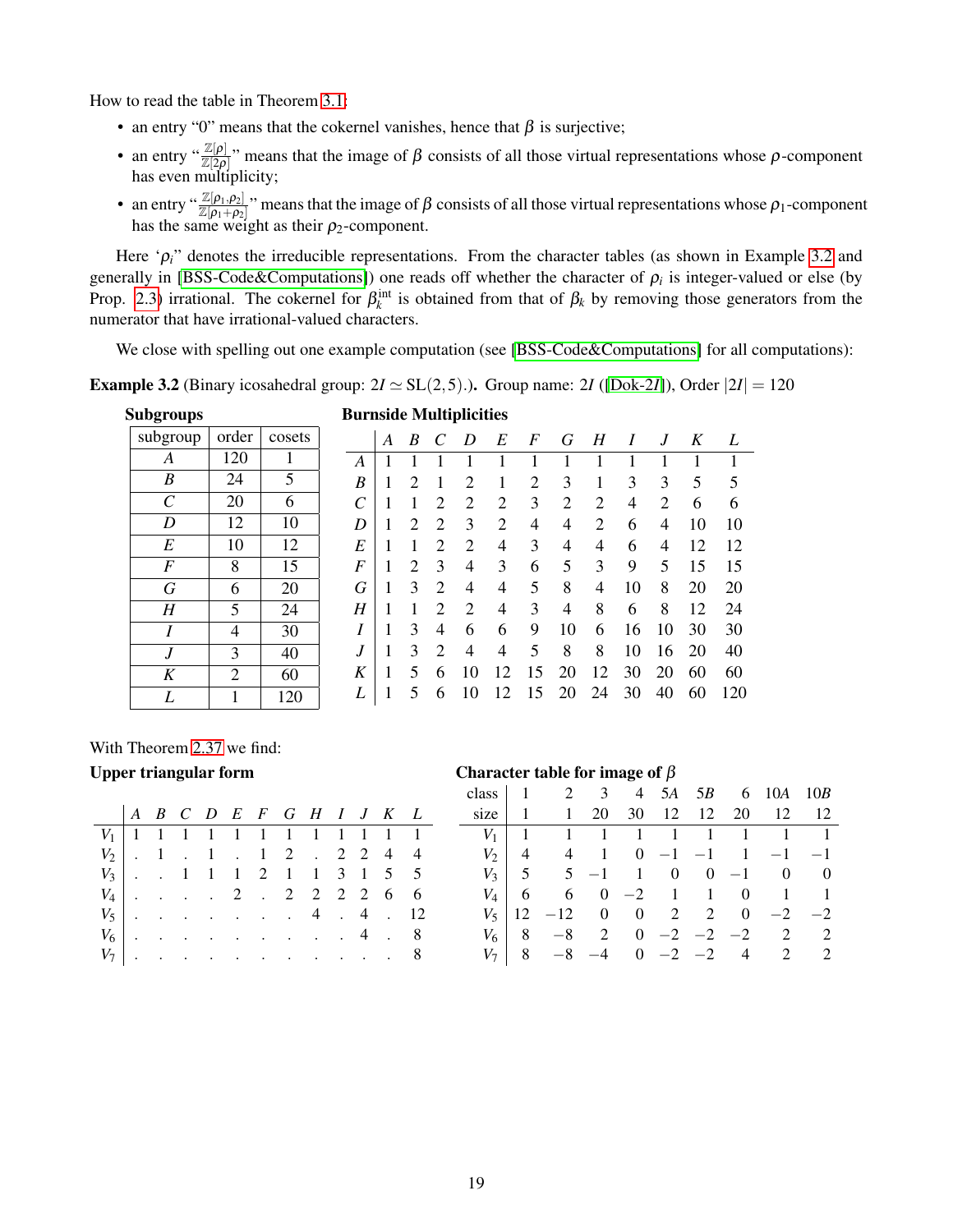How to read the table in Theorem 3.1:

- an entry "0" means that the cokernel vanishes, hence that $\beta$ is surjective;
- an entry "$\frac{\mathbb{Z}[\rho]}{\mathbb{Z}[2\rho]}$" means that the image of $\beta$ consists of all those virtual representations whose $\rho$-component has even multiplicity;
- an entry "$\frac{\mathbb{Z}[\rho_1,\rho_2]}{\mathbb{Z}[\rho_1+\rho_2]}$" means that the image of $\beta$ consists of all those virtual representations whose $\rho_1$-component has the same weight as their $\rho_2$-component.

Here '$\rho_i$' denotes the irreducible representations. From the character tables (as shown in Example 3.2 and generally in [BSS-Code&Computations]) one reads off whether the character of $\rho_i$ is integer-valued or else (by Prop. 2.3) irrational. The cokernel for $\beta_k^{\text{int}}$ is obtained from that of $\beta_k$ by removing those generators from the numerator that have irrational-valued characters.

We close with spelling out one example computation (see [BSS-Code&Computations] for all computations):

**Example 3.2** **(Binary icosahedral group: $2I \simeq \mathrm{SL}(2,5)$.).** Group name: $2I$ ([Dok-$2I$]), Order $|2I| = 120$

**Subgroups**

| subgroup | order | cosets |
|---|---|---|
| $A$ | 120 | 1 |
| $B$ | 24 | 5 |
| $C$ | 20 | 6 |
| $D$ | 12 | 10 |
| $E$ | 10 | 12 |
| $F$ | 8 | 15 |
| $G$ | 6 | 20 |
| $H$ | 5 | 24 |
| $I$ | 4 | 30 |
| $J$ | 3 | 40 |
| $K$ | 2 | 60 |
| $L$ | 1 | 120 |

**Burnside Multiplicities**

| | $A$ | $B$ | $C$ | $D$ | $E$ | $F$ | $G$ | $H$ | $I$ | $J$ | $K$ | $L$ |
|---|---|---|---|---|---|---|---|---|---|---|---|---|
| $A$ | 1 | 1 | 1 | 1 | 1 | 1 | 1 | 1 | 1 | 1 | 1 | 1 |
| $B$ | 1 | 2 | 1 | 2 | 1 | 2 | 3 | 1 | 3 | 3 | 5 | 5 |
| $C$ | 1 | 1 | 2 | 2 | 2 | 3 | 2 | 2 | 4 | 2 | 6 | 6 |
| $D$ | 1 | 2 | 2 | 3 | 2 | 4 | 4 | 2 | 6 | 4 | 10 | 10 |
| $E$ | 1 | 1 | 2 | 2 | 4 | 3 | 4 | 4 | 6 | 4 | 12 | 12 |
| $F$ | 1 | 2 | 3 | 4 | 3 | 6 | 5 | 3 | 9 | 5 | 15 | 15 |
| $G$ | 1 | 3 | 2 | 4 | 4 | 5 | 8 | 4 | 10 | 8 | 20 | 20 |
| $H$ | 1 | 1 | 2 | 2 | 4 | 3 | 4 | 8 | 6 | 8 | 12 | 24 |
| $I$ | 1 | 3 | 4 | 6 | 6 | 9 | 10 | 6 | 16 | 10 | 30 | 30 |
| $J$ | 1 | 3 | 2 | 4 | 4 | 5 | 8 | 8 | 10 | 16 | 20 | 40 |
| $K$ | 1 | 5 | 6 | 10 | 12 | 15 | 20 | 12 | 30 | 20 | 60 | 60 |
| $L$ | 1 | 5 | 6 | 10 | 12 | 15 | 20 | 24 | 30 | 40 | 60 | 120 |

With Theorem 2.37 we find:

**Upper triangular form**

| | $A$ | $B$ | $C$ | $D$ | $E$ | $F$ | $G$ | $H$ | $I$ | $J$ | $K$ | $L$ |
|---|---|---|---|---|---|---|---|---|---|---|---|---|
| $V_1$ | 1 | 1 | 1 | 1 | 1 | 1 | 1 | 1 | 1 | 1 | 1 | 1 |
| $V_2$ | . | 1 | . | 1 | . | 1 | 2 | . | 2 | 2 | 4 | 4 |
| $V_3$ | . | . | 1 | 1 | 1 | 2 | 1 | 1 | 3 | 1 | 5 | 5 |
| $V_4$ | . | . | . | . | 2 | . | 2 | 2 | 2 | 2 | 6 | 6 |
| $V_5$ | . | . | . | . | . | . | . | 4 | . | 4 | . | 12 |
| $V_6$ | . | . | . | . | . | . | . | . | . | 4 | . | 8 |
| $V_7$ | . | . | . | . | . | . | . | . | . | . | . | 8 |

**Character table for image of $\beta$**

| class | 1 | 2 | 3 | 4 | $5A$ | $5B$ | 6 | $10A$ | $10B$ |
|---|---|---|---|---|---|---|---|---|---|
| size | 1 | 1 | 20 | 30 | 12 | 12 | 20 | 12 | 12 |
| $V_1$ | 1 | 1 | 1 | 1 | 1 | 1 | 1 | 1 | 1 |
| $V_2$ | 4 | 4 | 1 | 0 | $-1$ | $-1$ | 1 | $-1$ | $-1$ |
| $V_3$ | 5 | 5 | $-1$ | 1 | 0 | 0 | $-1$ | 0 | 0 |
| $V_4$ | 6 | 6 | 0 | $-2$ | 1 | 1 | 0 | 1 | 1 |
| $V_5$ | 12 | $-12$ | 0 | 0 | 2 | 2 | 0 | $-2$ | $-2$ |
| $V_6$ | 8 | $-8$ | 2 | 0 | $-2$ | $-2$ | $-2$ | 2 | 2 |
| $V_7$ | 8 | $-8$ | $-4$ | 0 | $-2$ | $-2$ | 4 | 2 | 2 |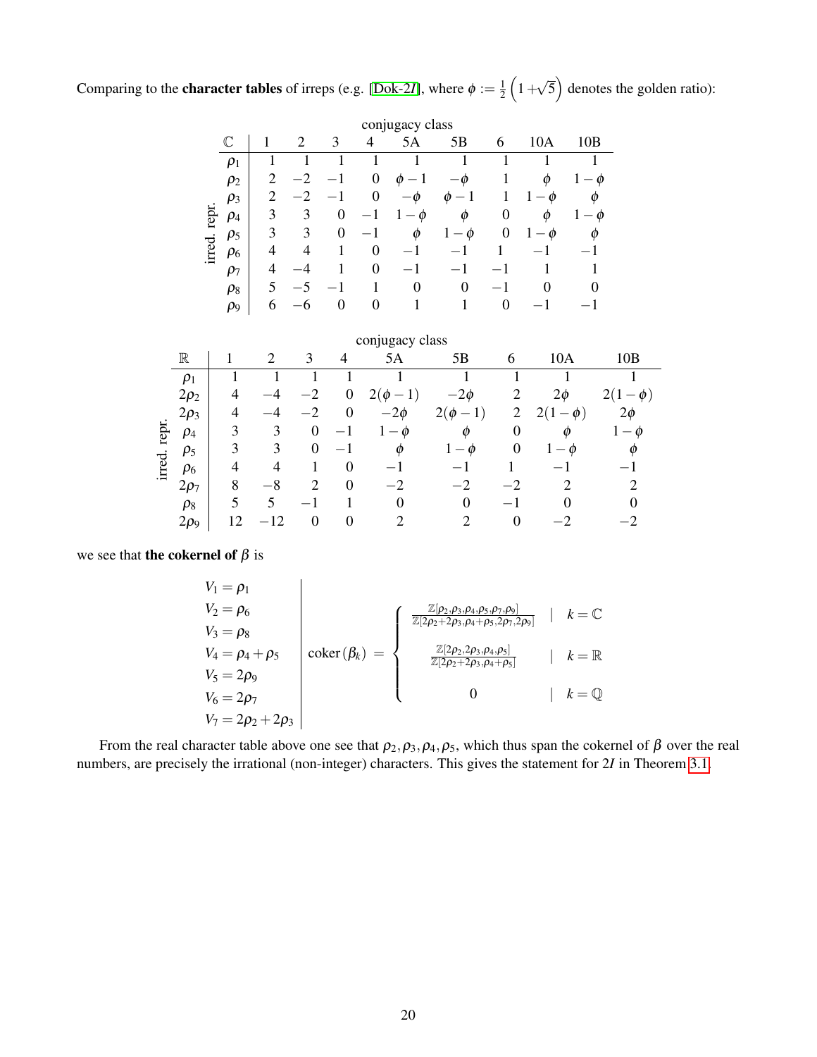Comparing to the **character tables** of irreps (e.g. [Dok-2*I*], where $\phi := \frac{1}{2}\left(1+\sqrt{5}\right)$ denotes the golden ratio):

| $\mathbb{C}$ | conjugacy class 1 | 2 | 3 | 4 | 5A | 5B | 6 | 10A | 10B |
|---|---|---|---|---|---|---|---|---|---|
| $\rho_1$ | 1 | 1 | 1 | 1 | 1 | 1 | 1 | 1 | 1 |
| $\rho_2$ | 2 | $-2$ | $-1$ | 0 | $\phi-1$ | $-\phi$ | 1 | $\phi$ | $1-\phi$ |
| $\rho_3$ | 2 | $-2$ | $-1$ | 0 | $-\phi$ | $\phi-1$ | 1 | $1-\phi$ | $\phi$ |
| $\rho_4$ | 3 | 3 | 0 | $-1$ | $1-\phi$ | $\phi$ | 0 | $\phi$ | $1-\phi$ |
| $\rho_5$ | 3 | 3 | 0 | $-1$ | $\phi$ | $1-\phi$ | 0 | $1-\phi$ | $\phi$ |
| $\rho_6$ | 4 | 4 | 1 | 0 | $-1$ | $-1$ | 1 | $-1$ | $-1$ |
| $\rho_7$ | 4 | $-4$ | 1 | 0 | $-1$ | $-1$ | $-1$ | 1 | 1 |
| $\rho_8$ | 5 | $-5$ | $-1$ | 1 | 0 | 0 | $-1$ | 0 | 0 |
| $\rho_9$ | 6 | $-6$ | 0 | 0 | 1 | 1 | 0 | $-1$ | $-1$ |

(rows: irred. repr.)

| $\mathbb{R}$ | conjugacy class 1 | 2 | 3 | 4 | 5A | 5B | 6 | 10A | 10B |
|---|---|---|---|---|---|---|---|---|---|
| $\rho_1$ | 1 | 1 | 1 | 1 | 1 | 1 | 1 | 1 | 1 |
| $2\rho_2$ | 4 | $-4$ | $-2$ | 0 | $2(\phi-1)$ | $-2\phi$ | 2 | $2\phi$ | $2(1-\phi)$ |
| $2\rho_3$ | 4 | $-4$ | $-2$ | 0 | $-2\phi$ | $2(\phi-1)$ | 2 | $2(1-\phi)$ | $2\phi$ |
| $\rho_4$ | 3 | 3 | 0 | $-1$ | $1-\phi$ | $\phi$ | 0 | $\phi$ | $1-\phi$ |
| $\rho_5$ | 3 | 3 | 0 | $-1$ | $\phi$ | $1-\phi$ | 0 | $1-\phi$ | $\phi$ |
| $\rho_6$ | 4 | 4 | 1 | 0 | $-1$ | $-1$ | 1 | $-1$ | $-1$ |
| $2\rho_7$ | 8 | $-8$ | 2 | 0 | $-2$ | $-2$ | $-2$ | 2 | 2 |
| $\rho_8$ | 5 | 5 | $-1$ | 1 | 0 | 0 | $-1$ | 0 | 0 |
| $2\rho_9$ | 12 | $-12$ | 0 | 0 | 2 | 2 | 0 | $-2$ | $-2$ |

(rows: irred. repr.)

we see that **the cokernel of** $\beta$ is

$$
\begin{array}{l|l}
V_1 = \rho_1 & \\
V_2 = \rho_6 & \\
V_3 = \rho_8 & \\
V_4 = \rho_4 + \rho_5 & \mathrm{coker}(\beta_k) \;=\; \left\{ \begin{array}{ccc} \frac{\mathbb{Z}[\rho_2,\rho_3,\rho_4,\rho_5,\rho_7,\rho_9]}{\mathbb{Z}[2\rho_2+2\rho_3,\rho_4+\rho_5,2\rho_7,2\rho_9]} & | & k=\mathbb{C} \\ \frac{\mathbb{Z}[2\rho_2,2\rho_3,\rho_4,\rho_5]}{\mathbb{Z}[2\rho_2+2\rho_3,\rho_4+\rho_5]} & | & k=\mathbb{R} \\ 0 & | & k=\mathbb{Q} \end{array} \right. \\
V_5 = 2\rho_9 & \\
V_6 = 2\rho_7 & \\
V_7 = 2\rho_2 + 2\rho_3 &
\end{array}
$$

From the real character table above one see that $\rho_2, \rho_3, \rho_4, \rho_5$, which thus span the cokernel of $\beta$ over the real numbers, are precisely the irrational (non-integer) characters. This gives the statement for $2I$ in Theorem 3.1.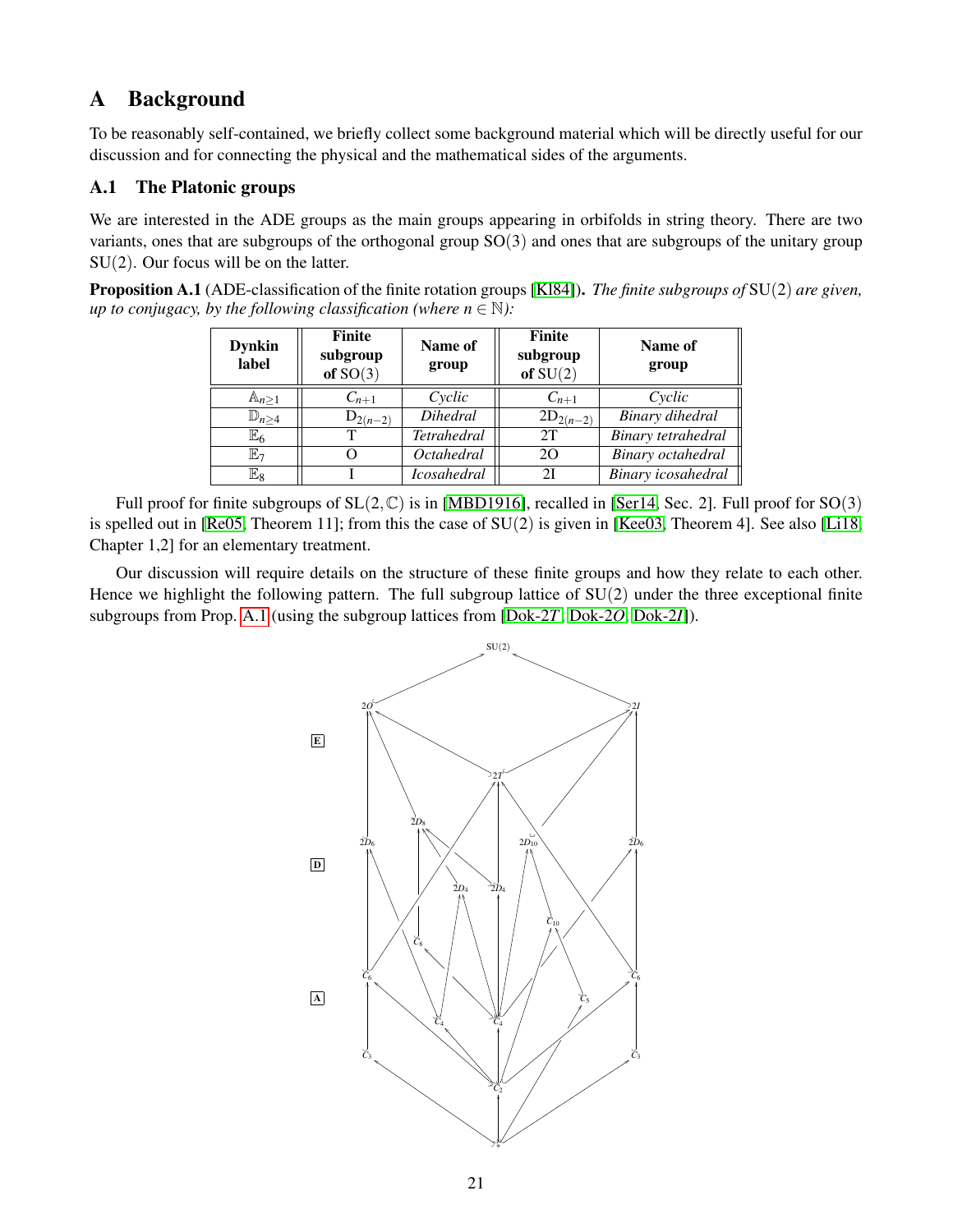# A Background

To be reasonably self-contained, we briefly collect some background material which will be directly useful for our discussion and for connecting the physical and the mathematical sides of the arguments.

## A.1 The Platonic groups

We are interested in the ADE groups as the main groups appearing in orbifolds in string theory. There are two variants, ones that are subgroups of the orthogonal group $\mathrm{SO}(3)$ and ones that are subgroups of the unitary group $\mathrm{SU}(2)$. Our focus will be on the latter.

**Proposition A.1** (ADE-classification of the finite rotation groups [Kl84]). *The finite subgroups of* $\mathrm{SU}(2)$ *are given, up to conjugacy, by the following classification (where $n \in \mathbb{N}$):*

| Dynkin label | Finite subgroup of $\mathrm{SO}(3)$ | Name of group | Finite subgroup of $\mathrm{SU}(2)$ | Name of group |
|---|---|---|---|---|
| $\mathbb{A}_{n\geq 1}$ | $C_{n+1}$ | *Cyclic* | $C_{n+1}$ | *Cyclic* |
| $\mathbb{D}_{n\geq 4}$ | $\mathrm{D}_{2(n-2)}$ | *Dihedral* | $2\mathrm{D}_{2(n-2)}$ | *Binary dihedral* |
| $\mathbb{E}_6$ | T | *Tetrahedral* | 2T | *Binary tetrahedral* |
| $\mathbb{E}_7$ | O | *Octahedral* | 2O | *Binary octahedral* |
| $\mathbb{E}_8$ | I | *Icosahedral* | 2I | *Binary icosahedral* |

Full proof for finite subgroups of $\mathrm{SL}(2,\mathbb{C})$ is in [MBD1916], recalled in [Ser14, Sec. 2]. Full proof for $\mathrm{SO}(3)$ is spelled out in [Re05, Theorem 11]; from this the case of $\mathrm{SU}(2)$ is given in [Kee03, Theorem 4]. See also [Li18, Chapter 1,2] for an elementary treatment.

Our discussion will require details on the structure of these finite groups and how they relate to each other. Hence we highlight the following pattern. The full subgroup lattice of $\mathrm{SU}(2)$ under the three exceptional finite subgroups from Prop. A.1 (using the subgroup lattices from [Dok-2*T*, Dok-2*O*, Dok-2*I*]).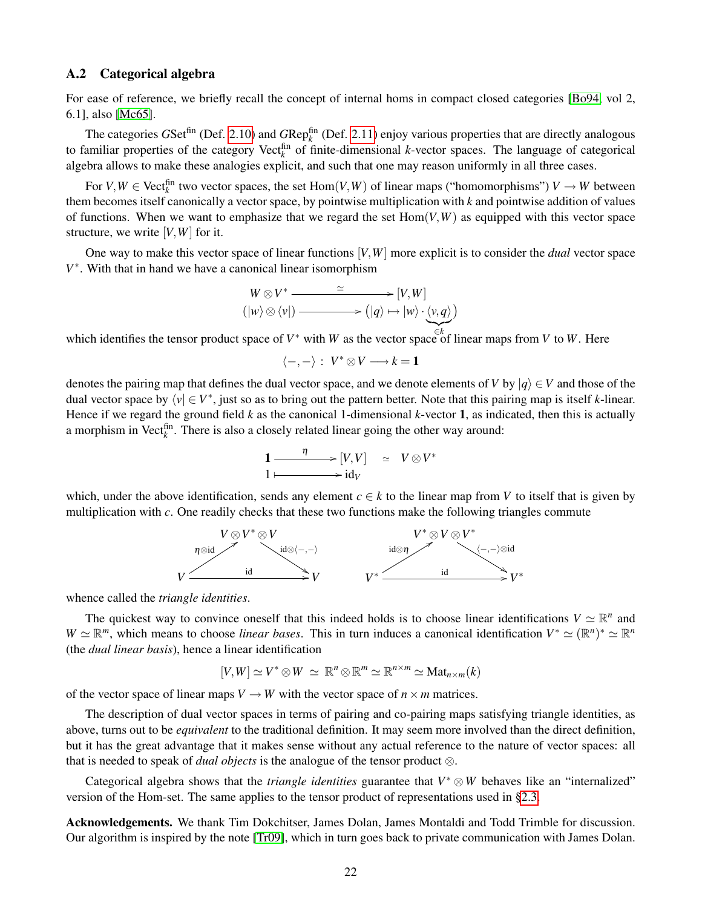### A.2 Categorical algebra

For ease of reference, we briefly recall the concept of internal homs in compact closed categories [Bo94, vol 2, 6.1], also [Mc65].

The categories $G\mathrm{Set}^{\mathrm{fin}}$ (Def. 2.10) and $G\mathrm{Rep}_k^{\mathrm{fin}}$ (Def. 2.11) enjoy various properties that are directly analogous to familiar properties of the category $\mathrm{Vect}_k^{\mathrm{fin}}$ of finite-dimensional $k$-vector spaces. The language of categorical algebra allows to make these analogies explicit, and such that one may reason uniformly in all three cases.

For $V, W \in \mathrm{Vect}_k^{\mathrm{fin}}$ two vector spaces, the set $\mathrm{Hom}(V,W)$ of linear maps ("homomorphisms") $V \to W$ between them becomes itself canonically a vector space, by pointwise multiplication with $k$ and pointwise addition of values of functions. When we want to emphasize that we regard the set $\mathrm{Hom}(V,W)$ as equipped with this vector space structure, we write $[V,W]$ for it.

One way to make this vector space of linear functions $[V,W]$ more explicit is to consider the *dual* vector space $V^*$. With that in hand we have a canonical linear isomorphism

$$
\begin{array}{ccc}
W \otimes V^* & \xrightarrow{\quad \simeq \quad} & [V,W] \\
(|w\rangle \otimes \langle v|) & \longmapsto & \big(|q\rangle \mapsto |w\rangle \cdot \underbrace{\langle v, q\rangle}_{\in k}\big)
\end{array}
$$

which identifies the tensor product space of $V^*$ with $W$ as the vector space of linear maps from $V$ to $W$. Here

$$
\langle -,- \rangle \,:\, V^* \otimes V \longrightarrow k = \mathbf{1}
$$

denotes the pairing map that defines the dual vector space, and we denote elements of $V$ by $|q\rangle \in V$ and those of the dual vector space by $\langle v| \in V^*$, just so as to bring out the pattern better. Note that this pairing map is itself $k$-linear. Hence if we regard the ground field $k$ as the canonical 1-dimensional $k$-vector $\mathbf{1}$, as indicated, then this is actually a morphism in $\mathrm{Vect}_k^{\mathrm{fin}}$. There is also a closely related linear going the other way around:

$$
\begin{array}{ccc}
\mathbf{1} & \xrightarrow{\quad \eta \quad} & [V,V] \quad \simeq \quad V \otimes V^* \\
1 & \longmapsto & \mathrm{id}_V
\end{array}
$$

which, under the above identification, sends any element $c \in k$ to the linear map from $V$ to itself that is given by multiplication with $c$. One readily checks that these two functions make the following triangles commute

$$
\begin{array}{ccc}
 & V \otimes V^* \otimes V & \\
{}^{\eta \otimes \mathrm{id}}\nearrow & & \searrow^{\mathrm{id} \otimes \langle -,- \rangle} \\
V & \xrightarrow{\quad \mathrm{id} \quad} & V
\end{array}
\qquad\qquad
\begin{array}{ccc}
 & V^* \otimes V \otimes V^* & \\
{}^{\mathrm{id} \otimes \eta}\nearrow & & \searrow^{\langle -,- \rangle \otimes \mathrm{id}} \\
V^* & \xrightarrow{\quad \mathrm{id} \quad} & V^*
\end{array}
$$

whence called the *triangle identities*.

The quickest way to convince oneself that this indeed holds is to choose linear identifications $V \simeq \mathbb{R}^n$ and $W \simeq \mathbb{R}^m$, which means to choose *linear bases*. This in turn induces a canonical identification $V^* \simeq (\mathbb{R}^n)^* \simeq \mathbb{R}^n$ (the *dual linear basis*), hence a linear identification

$$
[V,W] \simeq V^* \otimes W \;\simeq\; \mathbb{R}^n \otimes \mathbb{R}^m \simeq \mathbb{R}^{n \times m} \simeq \mathrm{Mat}_{n \times m}(k)
$$

of the vector space of linear maps $V \to W$ with the vector space of $n \times m$ matrices.

The description of dual vector spaces in terms of pairing and co-pairing maps satisfying triangle identities, as above, turns out to be *equivalent* to the traditional definition. It may seem more involved than the direct definition, but it has the great advantage that it makes sense without any actual reference to the nature of vector spaces: all that is needed to speak of *dual objects* is the analogue of the tensor product $\otimes$.

Categorical algebra shows that the *triangle identities* guarantee that $V^* \otimes W$ behaves like an "internalized" version of the Hom-set. The same applies to the tensor product of representations used in §2.3.

**Acknowledgements.** We thank Tim Dokchitser, James Dolan, James Montaldi and Todd Trimble for discussion. Our algorithm is inspired by the note [Tr09], which in turn goes back to private communication with James Dolan.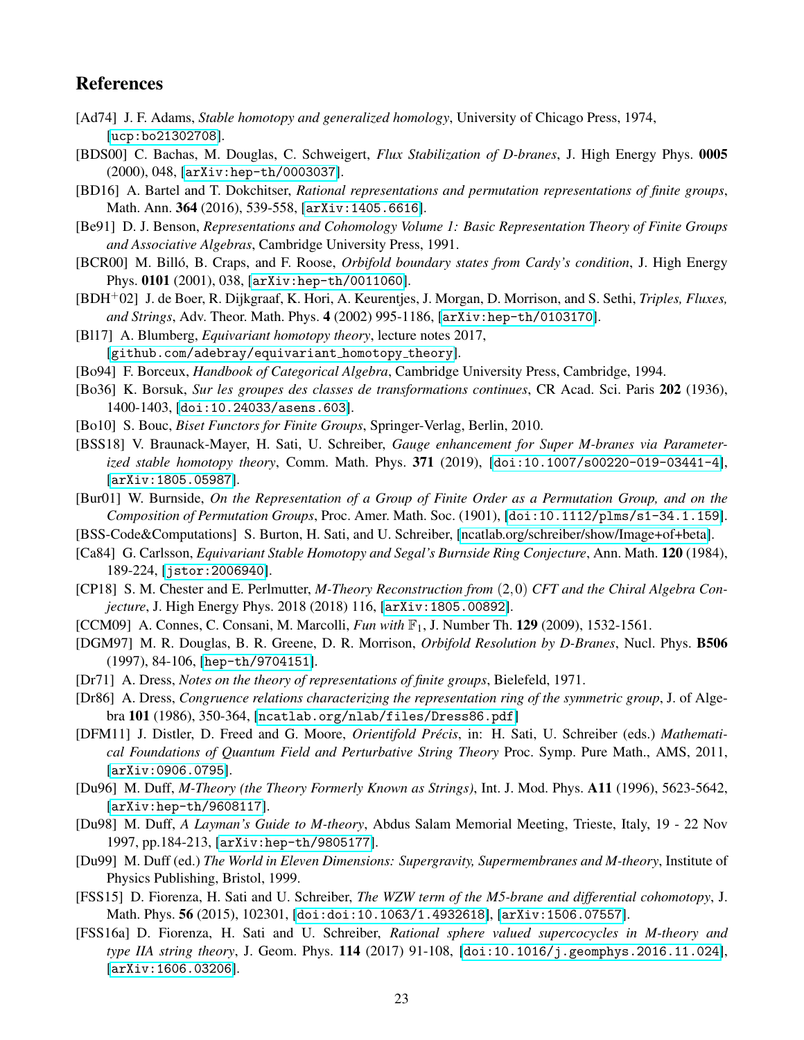## References

[Ad74] J. F. Adams, *Stable homotopy and generalized homology*, University of Chicago Press, 1974, [ucp:bo21302708].

[BDS00] C. Bachas, M. Douglas, C. Schweigert, *Flux Stabilization of D-branes*, J. High Energy Phys. **0005** (2000), 048, [arXiv:hep-th/0003037].

[BD16] A. Bartel and T. Dokchitser, *Rational representations and permutation representations of finite groups*, Math. Ann. **364** (2016), 539-558, [arXiv:1405.6616].

[Be91] D. J. Benson, *Representations and Cohomology Volume 1: Basic Representation Theory of Finite Groups and Associative Algebras*, Cambridge University Press, 1991.

[BCR00] M. Billó, B. Craps, and F. Roose, *Orbifold boundary states from Cardy's condition*, J. High Energy Phys. **0101** (2001), 038, [arXiv:hep-th/0011060].

[BDH+02] J. de Boer, R. Dijkgraaf, K. Hori, A. Keurentjes, J. Morgan, D. Morrison, and S. Sethi, *Triples, Fluxes, and Strings*, Adv. Theor. Math. Phys. **4** (2002) 995-1186, [arXiv:hep-th/0103170].

[Bl17] A. Blumberg, *Equivariant homotopy theory*, lecture notes 2017, [github.com/adebray/equivariant_homotopy_theory].

[Bo94] F. Borceux, *Handbook of Categorical Algebra*, Cambridge University Press, Cambridge, 1994.

[Bo36] K. Borsuk, *Sur les groupes des classes de transformations continues*, CR Acad. Sci. Paris **202** (1936), 1400-1403, [doi:10.24033/asens.603].

[Bo10] S. Bouc, *Biset Functors for Finite Groups*, Springer-Verlag, Berlin, 2010.

[BSS18] V. Braunack-Mayer, H. Sati, U. Schreiber, *Gauge enhancement for Super M-branes via Parameterized stable homotopy theory*, Comm. Math. Phys. **371** (2019), [doi:10.1007/s00220-019-03441-4], [arXiv:1805.05987].

[Bur01] W. Burnside, *On the Representation of a Group of Finite Order as a Permutation Group, and on the Composition of Permutation Groups*, Proc. Amer. Math. Soc. (1901), [doi:10.1112/plms/s1-34.1.159].

[BSS-Code&Computations] S. Burton, H. Sati, and U. Schreiber, [ncatlab.org/schreiber/show/Image+of+beta].

[Ca84] G. Carlsson, *Equivariant Stable Homotopy and Segal's Burnside Ring Conjecture*, Ann. Math. **120** (1984), 189-224, [jstor:2006940].

[CP18] S. M. Chester and E. Perlmutter, *M-Theory Reconstruction from* $(2,0)$ *CFT and the Chiral Algebra Conjecture*, J. High Energy Phys. 2018 (2018) 116, [arXiv:1805.00892].

[CCM09] A. Connes, C. Consani, M. Marcolli, *Fun with* $\mathbb{F}_1$, J. Number Th. **129** (2009), 1532-1561.

[DGM97] M. R. Douglas, B. R. Greene, D. R. Morrison, *Orbifold Resolution by D-Branes*, Nucl. Phys. **B506** (1997), 84-106, [hep-th/9704151].

[Dr71] A. Dress, *Notes on the theory of representations of finite groups*, Bielefeld, 1971.

[Dr86] A. Dress, *Congruence relations characterizing the representation ring of the symmetric group*, J. of Algebra **101** (1986), 350-364, [ncatlab.org/nlab/files/Dress86.pdf]

[DFM11] J. Distler, D. Freed and G. Moore, *Orientifold Précis*, in: H. Sati, U. Schreiber (eds.) *Mathematical Foundations of Quantum Field and Perturbative String Theory* Proc. Symp. Pure Math., AMS, 2011, [arXiv:0906.0795].

[Du96] M. Duff, *M-Theory (the Theory Formerly Known as Strings)*, Int. J. Mod. Phys. **A11** (1996), 5623-5642, [arXiv:hep-th/9608117].

[Du98] M. Duff, *A Layman's Guide to M-theory*, Abdus Salam Memorial Meeting, Trieste, Italy, 19 - 22 Nov 1997, pp.184-213, [arXiv:hep-th/9805177].

[Du99] M. Duff (ed.) *The World in Eleven Dimensions: Supergravity, Supermembranes and M-theory*, Institute of Physics Publishing, Bristol, 1999.

[FSS15] D. Fiorenza, H. Sati and U. Schreiber, *The WZW term of the M5-brane and differential cohomotopy*, J. Math. Phys. **56** (2015), 102301, [doi:doi:10.1063/1.4932618], [arXiv:1506.07557].

[FSS16a] D. Fiorenza, H. Sati and U. Schreiber, *Rational sphere valued supercocycles in M-theory and type IIA string theory*, J. Geom. Phys. **114** (2017) 91-108, [doi:10.1016/j.geomphys.2016.11.024], [arXiv:1606.03206].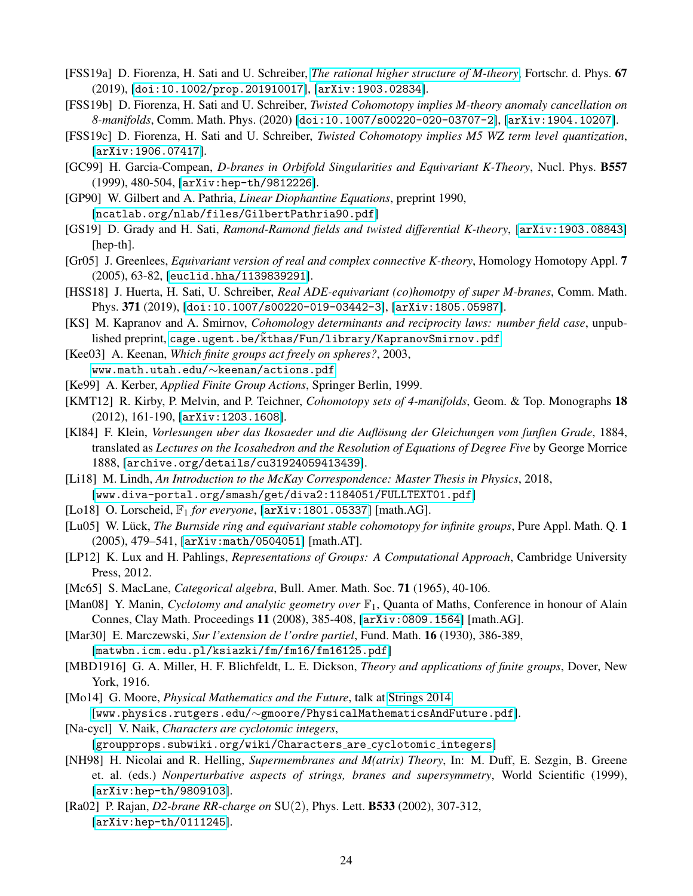[FSS19a] D. Fiorenza, H. Sati and U. Schreiber, *The rational higher structure of M-theory*, Fortschr. d. Phys. **67** (2019), [doi:10.1002/prop.201910017], [arXiv:1903.02834].

[FSS19b] D. Fiorenza, H. Sati and U. Schreiber, *Twisted Cohomotopy implies M-theory anomaly cancellation on 8-manifolds*, Comm. Math. Phys. (2020) [doi:10.1007/s00220-020-03707-2], [arXiv:1904.10207].

[FSS19c] D. Fiorenza, H. Sati and U. Schreiber, *Twisted Cohomotopy implies M5 WZ term level quantization*, [arXiv:1906.07417].

[GC99] H. Garcia-Compean, *D-branes in Orbifold Singularities and Equivariant K-Theory*, Nucl. Phys. **B557** (1999), 480-504, [arXiv:hep-th/9812226].

[GP90] W. Gilbert and A. Pathria, *Linear Diophantine Equations*, preprint 1990, [ncatlab.org/nlab/files/GilbertPathria90.pdf]

[GS19] D. Grady and H. Sati, *Ramond-Ramond fields and twisted differential K-theory*, [arXiv:1903.08843] [hep-th].

[Gr05] J. Greenlees, *Equivariant version of real and complex connective K-theory*, Homology Homotopy Appl. **7** (2005), 63-82, [euclid.hha/1139839291].

[HSS18] J. Huerta, H. Sati, U. Schreiber, *Real ADE-equivariant (co)homotpy of super M-branes*, Comm. Math. Phys. **371** (2019), [doi:10.1007/s00220-019-03442-3], [arXiv:1805.05987].

[KS] M. Kapranov and A. Smirnov, *Cohomology determinants and reciprocity laws: number field case*, unpublished preprint, cage.ugent.be/k̃thas/Fun/library/KapranovSmirnov.pdf

[Kee03] A. Keenan, *Which finite groups act freely on spheres?*, 2003, www.math.utah.edu/∼keenan/actions.pdf

[Ke99] A. Kerber, *Applied Finite Group Actions*, Springer Berlin, 1999.

[KMT12] R. Kirby, P. Melvin, and P. Teichner, *Cohomotopy sets of 4-manifolds*, Geom. & Top. Monographs **18** (2012), 161-190, [arXiv:1203.1608].

[Kl84] F. Klein, *Vorlesungen uber das Ikosaeder und die Auflösung der Gleichungen vom funften Grade*, 1884, translated as *Lectures on the Icosahedron and the Resolution of Equations of Degree Five* by George Morrice 1888, [archive.org/details/cu31924059413439].

[Li18] M. Lindh, *An Introduction to the McKay Correspondence: Master Thesis in Physics*, 2018, [www.diva-portal.org/smash/get/diva2:1184051/FULLTEXT01.pdf]

[Lo18] O. Lorscheid, $\mathbb{F}_1$ *for everyone*, [arXiv:1801.05337] [math.AG].

[Lu05] W. Lück, *The Burnside ring and equivariant stable cohomotopy for infinite groups*, Pure Appl. Math. Q. **1** (2005), 479–541, [arXiv:math/0504051] [math.AT].

[LP12] K. Lux and H. Pahlings, *Representations of Groups: A Computational Approach*, Cambridge University Press, 2012.

[Mc65] S. MacLane, *Categorical algebra*, Bull. Amer. Math. Soc. **71** (1965), 40-106.

[Man08] Y. Manin, *Cyclotomy and analytic geometry over* $\mathbb{F}_1$, Quanta of Maths, Conference in honour of Alain Connes, Clay Math. Proceedings **11** (2008), 385-408, [arXiv:0809.1564] [math.AG].

[Mar30] E. Marczewski, *Sur l'extension de l'ordre partiel*, Fund. Math. **16** (1930), 386-389, [matwbn.icm.edu.pl/ksiazki/fm/fm16/fm16125.pdf]

[MBD1916] G. A. Miller, H. F. Blichfeldt, L. E. Dickson, *Theory and applications of finite groups*, Dover, New York, 1916.

[Mo14] G. Moore, *Physical Mathematics and the Future*, talk at Strings 2014 [www.physics.rutgers.edu/∼gmoore/PhysicalMathematicsAndFuture.pdf].

[Na-cycl] V. Naik, *Characters are cyclotomic integers*, [groupprops.subwiki.org/wiki/Characters_are_cyclotomic_integers]

[NH98] H. Nicolai and R. Helling, *Supermembranes and M(atrix) Theory*, In: M. Duff, E. Sezgin, B. Greene et. al. (eds.) *Nonperturbative aspects of strings, branes and supersymmetry*, World Scientific (1999), [arXiv:hep-th/9809103].

[Ra02] P. Rajan, *D2-brane RR-charge on* SU(2), Phys. Lett. **B533** (2002), 307-312, [arXiv:hep-th/0111245].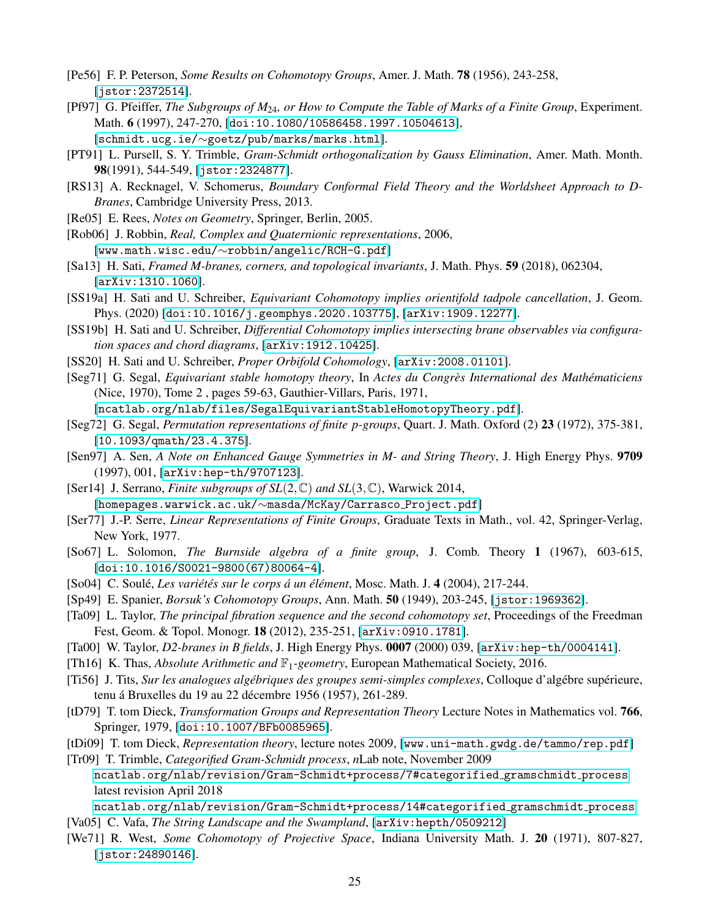[Pe56] F. P. Peterson, *Some Results on Cohomotopy Groups*, Amer. J. Math. **78** (1956), 243-258, [jstor:2372514].

[Pf97] G. Pfeiffer, *The Subgroups of $M_{24}$, or How to Compute the Table of Marks of a Finite Group*, Experiment. Math. **6** (1997), 247-270, [doi:10.1080/10586458.1997.10504613], [schmidt.ucg.ie/∼goetz/pub/marks/marks.html].

[PT91] L. Pursell, S. Y. Trimble, *Gram-Schmidt orthogonalization by Gauss Elimination*, Amer. Math. Month. **98**(1991), 544-549, [jstor:2324877].

[RS13] A. Recknagel, V. Schomerus, *Boundary Conformal Field Theory and the Worldsheet Approach to D-Branes*, Cambridge University Press, 2013.

[Re05] E. Rees, *Notes on Geometry*, Springer, Berlin, 2005.

[Rob06] J. Robbin, *Real, Complex and Quaternionic representations*, 2006, [www.math.wisc.edu/∼robbin/angelic/RCH-G.pdf]

[Sa13] H. Sati, *Framed M-branes, corners, and topological invariants*, J. Math. Phys. **59** (2018), 062304, [arXiv:1310.1060].

[SS19a] H. Sati and U. Schreiber, *Equivariant Cohomotopy implies orientifold tadpole cancellation*, J. Geom. Phys. (2020) [doi:10.1016/j.geomphys.2020.103775], [arXiv:1909.12277].

[SS19b] H. Sati and U. Schreiber, *Differential Cohomotopy implies intersecting brane observables via configuration spaces and chord diagrams*, [arXiv:1912.10425].

[SS20] H. Sati and U. Schreiber, *Proper Orbifold Cohomology*, [arXiv:2008.01101].

[Seg71] G. Segal, *Equivariant stable homotopy theory*, In *Actes du Congrès International des Mathématiciens* (Nice, 1970), Tome 2 , pages 59-63, Gauthier-Villars, Paris, 1971, [ncatlab.org/nlab/files/SegalEquivariantStableHomotopyTheory.pdf].

[Seg72] G. Segal, *Permutation representations of finite p-groups*, Quart. J. Math. Oxford (2) **23** (1972), 375-381, [10.1093/qmath/23.4.375].

[Sen97] A. Sen, *A Note on Enhanced Gauge Symmetries in M- and String Theory*, J. High Energy Phys. **9709** (1997), 001, [arXiv:hep-th/9707123].

[Ser14] J. Serrano, *Finite subgroups of $SL(2,\mathbb{C})$ and $SL(3,\mathbb{C})$*, Warwick 2014, [homepages.warwick.ac.uk/∼masda/McKay/Carrasco_Project.pdf]

[Ser77] J.-P. Serre, *Linear Representations of Finite Groups*, Graduate Texts in Math., vol. 42, Springer-Verlag, New York, 1977.

[So67] L. Solomon, *The Burnside algebra of a finite group*, J. Comb. Theory **1** (1967), 603-615, [doi:10.1016/S0021-9800(67)80064-4].

[So04] C. Soulé, *Les variétés sur le corps á un élément*, Mosc. Math. J. **4** (2004), 217-244.

[Sp49] E. Spanier, *Borsuk's Cohomotopy Groups*, Ann. Math. **50** (1949), 203-245, [jstor:1969362].

[Ta09] L. Taylor, *The principal fibration sequence and the second cohomotopy set*, Proceedings of the Freedman Fest, Geom. & Topol. Monogr. **18** (2012), 235-251, [arXiv:0910.1781].

[Ta00] W. Taylor, *D2-branes in B fields*, J. High Energy Phys. **0007** (2000) 039, [arXiv:hep-th/0004141].

[Th16] K. Thas, *Absolute Arithmetic and $\mathbb{F}_1$-geometry*, European Mathematical Society, 2016.

[Ti56] J. Tits, *Sur les analogues algébriques des groupes semi-simples complexes*, Colloque d'algébre supérieure, tenu á Bruxelles du 19 au 22 décembre 1956 (1957), 261-289.

[tD79] T. tom Dieck, *Transformation Groups and Representation Theory* Lecture Notes in Mathematics vol. **766**, Springer, 1979, [doi:10.1007/BFb0085965].

[tDi09] T. tom Dieck, *Representation theory*, lecture notes 2009, [www.uni-math.gwdg.de/tammo/rep.pdf]

[Tr09] T. Trimble, *Categorified Gram-Schmidt process*, *n*Lab note, November 2009 ncatlab.org/nlab/revision/Gram-Schmidt+process/7#categorified_gramschmidt_process latest revision April 2018 ncatlab.org/nlab/revision/Gram-Schmidt+process/14#categorified_gramschmidt_process

[Va05] C. Vafa, *The String Landscape and the Swampland*, [arXiv:hepth/0509212]

[We71] R. West, *Some Cohomotopy of Projective Space*, Indiana University Math. J. **20** (1971), 807-827, [jstor:24890146].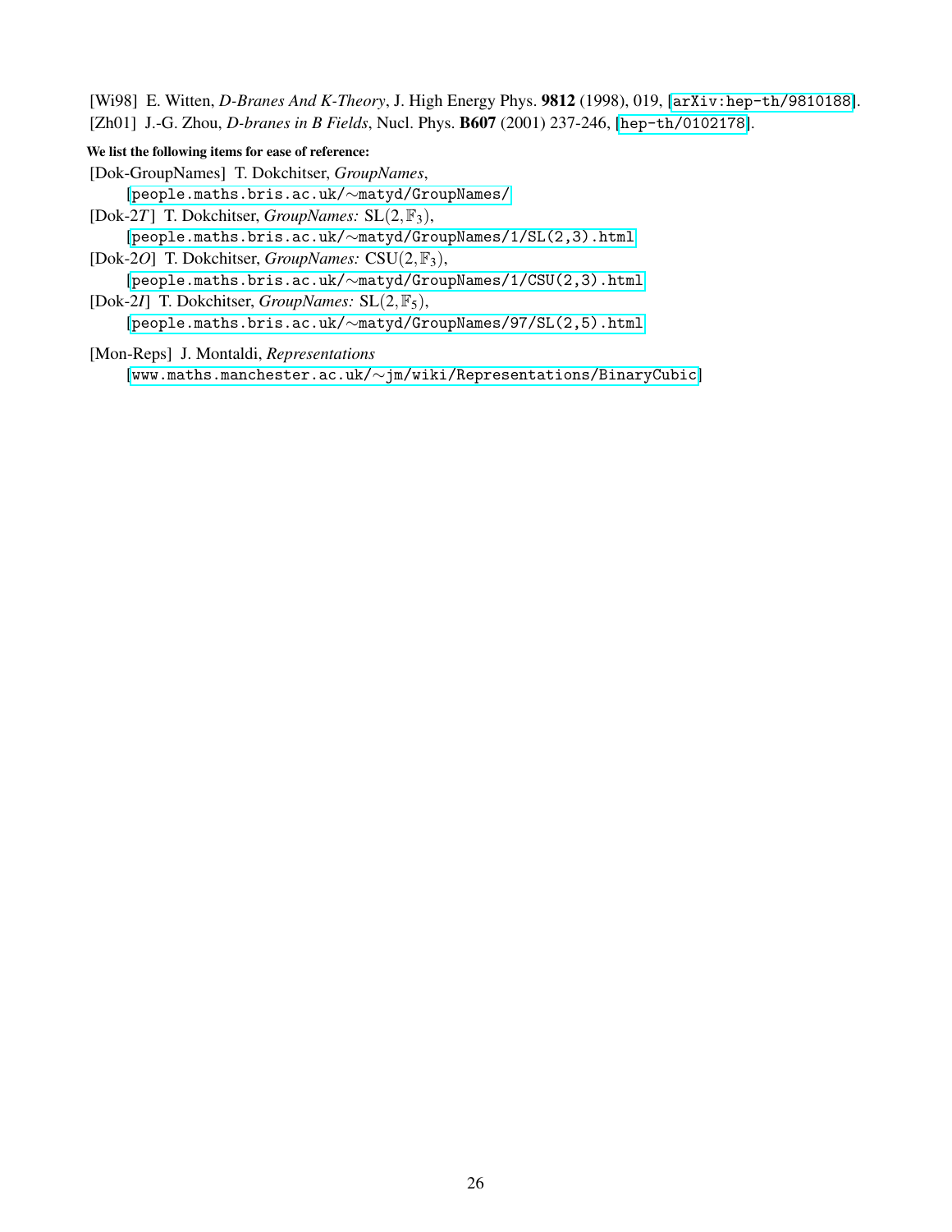[Wi98] E. Witten, *D-Branes And K-Theory*, J. High Energy Phys. **9812** (1998), 019, [arXiv:hep-th/9810188].

[Zh01] J.-G. Zhou, *D-branes in B Fields*, Nucl. Phys. **B607** (2001) 237-246, [hep-th/0102178].

**We list the following items for ease of reference:**

[Dok-GroupNames] T. Dokchitser, *GroupNames*, [people.maths.bris.ac.uk/∼matyd/GroupNames/]

[Dok-2$T$] T. Dokchitser, *GroupNames:* $\mathrm{SL}(2,\mathbb{F}_3)$, [people.maths.bris.ac.uk/∼matyd/GroupNames/1/SL(2,3).html]

[Dok-2$O$] T. Dokchitser, *GroupNames:* $\mathrm{CSU}(2,\mathbb{F}_3)$, [people.maths.bris.ac.uk/∼matyd/GroupNames/1/CSU(2,3).html]

[Dok-2$I$] T. Dokchitser, *GroupNames:* $\mathrm{SL}(2,\mathbb{F}_5)$, [people.maths.bris.ac.uk/∼matyd/GroupNames/97/SL(2,5).html]

[Mon-Reps] J. Montaldi, *Representations* [www.maths.manchester.ac.uk/∼jm/wiki/Representations/BinaryCubic]